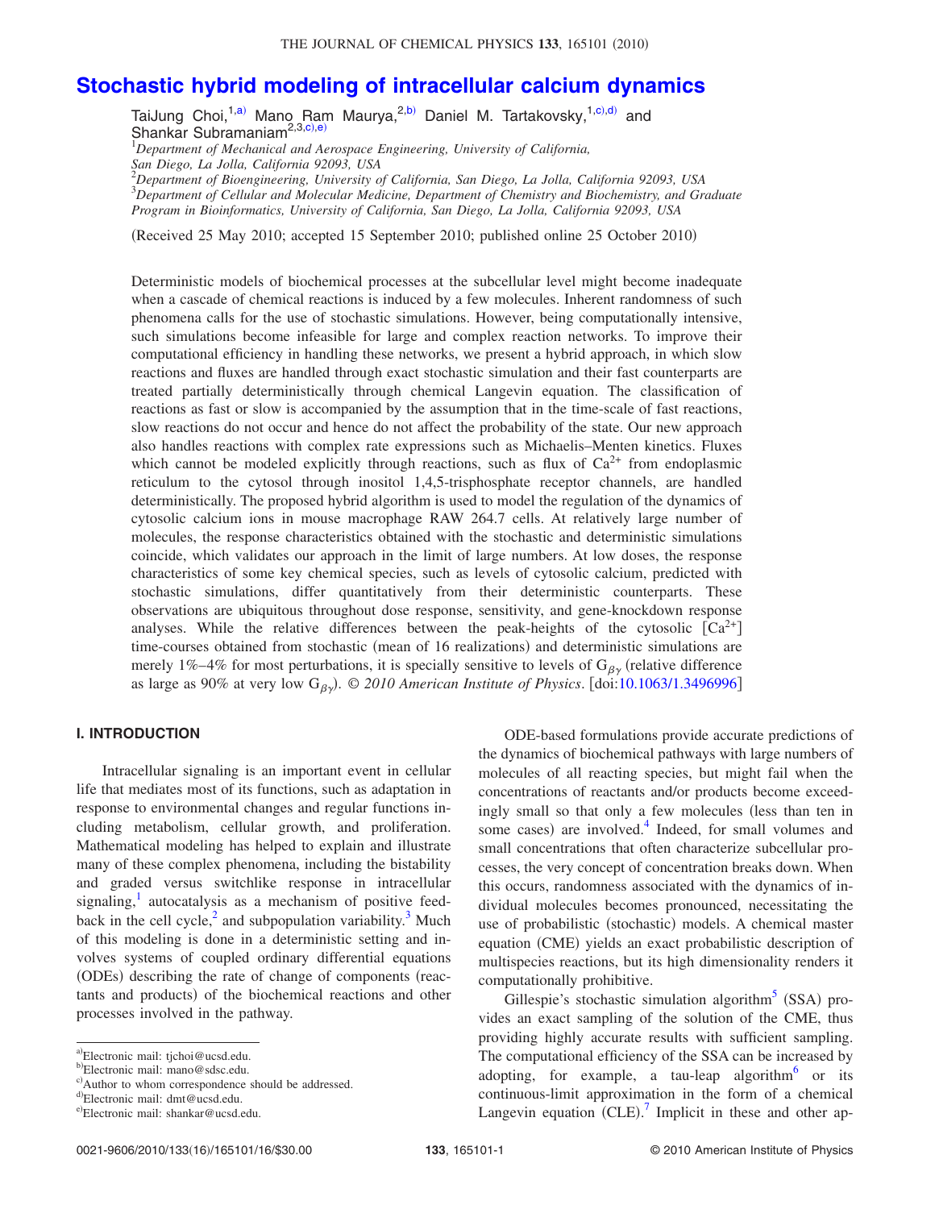# Stochastic hybrid modeling of intracellular calcium dynamics

TaiJung Choi,[1,a)] Mano Ram Maurya,[2,b)] Daniel M. Tartakovsky,[1,c),d)] and Shankar Subramaniam[2,3,c),e)]

[1]*Department of Mechanical and Aerospace Engineering, University of California, San Diego, La Jolla, California 92093, USA*
[2]*Department of Bioengineering, University of California, San Diego, La Jolla, California 92093, USA*
[3]*Department of Cellular and Molecular Medicine, Department of Chemistry and Biochemistry, and Graduate Program in Bioinformatics, University of California, San Diego, La Jolla, California 92093, USA*

(Received 25 May 2010; accepted 15 September 2010; published online 25 October 2010)

Deterministic models of biochemical processes at the subcellular level might become inadequate when a cascade of chemical reactions is induced by a few molecules. Inherent randomness of such phenomena calls for the use of stochastic simulations. However, being computationally intensive, such simulations become infeasible for large and complex reaction networks. To improve their computational efficiency in handling these networks, we present a hybrid approach, in which slow reactions and fluxes are handled through exact stochastic simulation and their fast counterparts are treated partially deterministically through chemical Langevin equation. The classification of reactions as fast or slow is accompanied by the assumption that in the time-scale of fast reactions, slow reactions do not occur and hence do not affect the probability of the state. Our new approach also handles reactions with complex rate expressions such as Michaelis–Menten kinetics. Fluxes which cannot be modeled explicitly through reactions, such as flux of $Ca^{2+}$ from endoplasmic reticulum to the cytosol through inositol 1,4,5-trisphosphate receptor channels, are handled deterministically. The proposed hybrid algorithm is used to model the dynamics of cytosolic calcium ions in mouse macrophage RAW 264.7 cells. At relatively large number of molecules, the response characteristics obtained with the stochastic and deterministic simulations coincide, which validates our approach in the limit of large numbers. At low doses, the response characteristics of some key chemical species, such as levels of cytosolic calcium, predicted with stochastic simulations, differ quantitatively from their deterministic counterparts. These observations are ubiquitous throughout dose response, sensitivity, and gene-knockdown response analyses. While the relative differences between the peak-heights of the cytosolic $[Ca^{2+}]$ time-courses obtained from stochastic (mean of 16 realizations) and deterministic simulations are merely 1%–4% for most perturbations, it is specially sensitive to levels of $G_{\beta\gamma}$ (relative difference as large as 90% at very low $G_{\beta\gamma}$). *© 2010 American Institute of Physics*. [doi:10.1063/1.3496996]

## I. INTRODUCTION

Intracellular signaling is an important event in cellular life that mediates most of its functions, such as adaptation in response to environmental changes and regular functions including metabolism, cellular growth, and proliferation. Mathematical modeling has helped to explain and illustrate many of these complex phenomena, including the bistability and graded versus switchlike response in intracellular signaling,[1] autocatalysis as a mechanism of positive feedback in the cell cycle,[2] and subpopulation variability.[3] Much of this modeling is done in a deterministic setting and involves systems of coupled ordinary differential equations (ODEs) describing the rate of change of components (reactants and products) of the biochemical reactions and other processes involved in the pathway.

ODE-based formulations provide accurate predictions of the dynamics of biochemical pathways with large numbers of molecules of all reacting species, but might fail when the concentrations of reactants and/or products become exceedingly small so that only a few molecules (less than ten in some cases) are involved.[4] Indeed, for small volumes and small concentrations that often characterize subcellular processes, the very concept of concentration breaks down. When this occurs, randomness associated with the dynamics of individual molecules becomes pronounced, necessitating the use of probabilistic (stochastic) models. A chemical master equation (CME) yields an exact probabilistic description of multispecies reactions, but its high dimensionality renders it computationally prohibitive.

Gillespie's stochastic simulation algorithm[5] (SSA) provides an exact sampling of the solution of the CME, thus providing highly accurate results with sufficient sampling. The computational efficiency of the SSA can be increased by adopting, for example, a tau-leap algorithm[6] or its continuous-limit approximation in the form of a chemical Langevin equation (CLE).[7] Implicit in these and other ap-

[a)]Electronic mail: tjchoi@ucsd.edu.
[b)]Electronic mail: mano@sdsc.edu.
[c)]Author to whom correspondence should be addressed.
[d)]Electronic mail: dmt@ucsd.edu.
[e)]Electronic mail: shankar@ucsd.edu.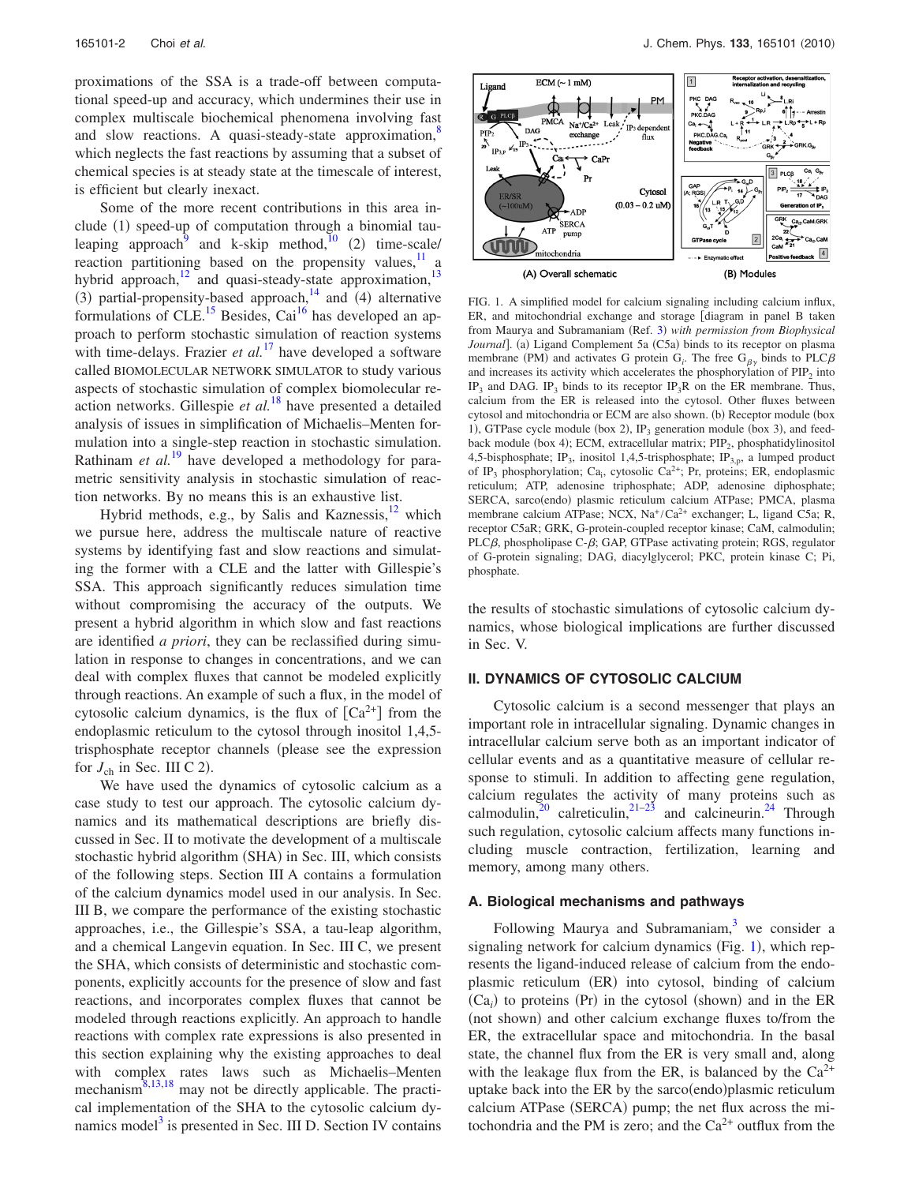proximations of the SSA is a trade-off between computational speed-up and accuracy, which undermines their use in complex multiscale biochemical phenomena involving fast and slow reactions. A quasi-steady-state approximation,[8] which neglects the fast reactions by assuming that a subset of chemical species is at steady state at the timescale of interest, is efficient but clearly inexact.

Some of the more recent contributions in this area include (1) speed-up of computation through a binomial tau-leaping approach[9] and k-skip method,[10] (2) time-scale/reaction partitioning based on the propensity values,[11] a hybrid approach,[12] and quasi-steady-state approximation,[13] (3) partial-propensity-based approach,[14] and (4) alternative formulations of CLE.[15] Besides, Cai[16] has developed an approach to perform stochastic simulation of reaction systems with time-delays. Frazier *et al.*[17] have developed a software called BIOMOLECULAR NETWORK SIMULATOR to study various aspects of stochastic simulation of complex biomolecular reaction networks. Gillespie *et al.*[18] have presented a detailed analysis of issues in simplification of Michaelis–Menten formulation into a single-step reaction in stochastic simulation. Rathinam *et al.*[19] have developed a methodology for parametric sensitivity analysis in stochastic simulation of reaction networks. By no means this is an exhaustive list.

Hybrid methods, e.g., by Salis and Kaznessis,[12] which we pursue here, address the multiscale nature of reactive systems by identifying fast and slow reactions and simulating the former with a CLE and the latter with Gillespie's SSA. This approach significantly reduces simulation time without compromising the accuracy of the outputs. We present a hybrid algorithm in which slow and fast reactions are identified *a priori*, they can be reclassified during simulation in response to changes in concentrations, and we can deal with complex fluxes that cannot be modeled explicitly through reactions. An example of such a flux, in the model of cytosolic calcium dynamics, is the flux of $[Ca^{2+}]$ from the endoplasmic reticulum to the cytosol through inositol 1,4,5-trisphosphate receptor channels (please see the expression for $J_{ch}$ in Sec. III C 2).

We have used the dynamics of cytosolic calcium as a case study to test our approach. The cytosolic calcium dynamics and its mathematical descriptions are briefly discussed in Sec. II to motivate the development of a multiscale stochastic hybrid algorithm (SHA) in Sec. III, which consists of the following steps. Section III A contains a formulation of the calcium dynamics model used in our analysis. In Sec. III B, we compare the performance of the existing stochastic approaches, i.e., the Gillespie's SSA, a tau-leap algorithm, and a chemical Langevin equation. In Sec. III C, we present the SHA, which consists of deterministic and stochastic components, explicitly accounts for the presence of slow and fast reactions, and incorporates complex fluxes that cannot be modeled through reactions explicitly. An approach to handle reactions with complex rate expressions is also presented in this section explaining why the existing approaches to deal with complex rates laws such as Michaelis–Menten mechanism[8,13,18] may not be directly applicable. The practical implementation of the SHA to the cytosolic calcium dynamics model[3] is presented in Sec. III D. Section IV contains the results of stochastic simulations of cytosolic calcium dynamics, whose biological implications are further discussed in Sec. V.

FIG. 1. A simplified model for calcium signaling including calcium influx, ER, and mitochondrial exchange and storage [diagram in panel B taken from Maurya and Subramaniam (Ref. 3) *with permission from Biophysical Journal*]. (a) Ligand Complement 5a (C5a) binds to its receptor on plasma membrane (PM) and activates G protein $G_i$. The free $G_{\beta\gamma}$ binds to PLC$\beta$ and increases its activity which accelerates the phosphorylation of $PIP_2$ into $IP_3$ and DAG. $IP_3$ binds to its receptor $IP_3R$ on the ER membrane. Thus, calcium from the ER is released into the cytosol. Other fluxes between cytosol and mitochondria or ECM are also shown. (b) Receptor module (box 1), GTPase cycle module (box 2), $IP_3$ generation module (box 3), and feedback module (box 4); ECM, extracellular matrix; $PIP_2$, phosphatidylinositol 4,5-bisphosphate; $IP_3$, inositol 1,4,5-trisphosphate; $IP_{3,p}$, a lumped product of $IP_3$ phosphorylation; $Ca_i$, cytosolic $Ca^{2+}$; Pr, proteins; ER, endoplasmic reticulum; ATP, adenosine triphosphate; ADP, adenosine diphosphate; SERCA, sarco(endo) plasmic reticulum calcium ATPase; PMCA, plasma membrane calcium ATPase; NCX, $Na^+/Ca^{2+}$ exchanger; L, ligand C5a; R, receptor C5aR; GRK, G-protein-coupled receptor kinase; CaM, calmodulin; PLC$\beta$, phospholipase C-$\beta$; GAP, GTPase activating protein; RGS, regulator of G-protein signaling; DAG, diacylglycerol; PKC, protein kinase C; Pi, phosphate.

## II. DYNAMICS OF CYTOSOLIC CALCIUM

Cytosolic calcium is a second messenger that plays an important role in intracellular signaling. Dynamic changes in intracellular calcium serve both as an important indicator of cellular events and as a quantitative measure of cellular response to stimuli. In addition to affecting gene regulation, calcium regulates the activity of many proteins such as calmodulin,[20] calreticulin,[21–23] and calcineurin.[24] Through such regulation, cytosolic calcium affects many functions including muscle contraction, fertilization, learning and memory, among many others.

### A. Biological mechanisms and pathways

Following Maurya and Subramaniam,[3] we consider a signaling network for calcium dynamics (Fig. 1), which represents the ligand-induced release of calcium from the endoplasmic reticulum (ER) into cytosol, binding of calcium ($Ca_i$) to proteins (Pr) in the cytosol (shown) and in the ER (not shown) and other calcium exchange fluxes to/from the ER, the extracellular space and mitochondria. In the basal state, the channel flux from the ER is very small and, along with the leakage flux from the ER, is balanced by the $Ca^{2+}$ uptake back into the ER by the sarco(endo)plasmic reticulum calcium ATPase (SERCA) pump; the net flux across the mitochondria and the PM is zero; and the $Ca^{2+}$ outflux from the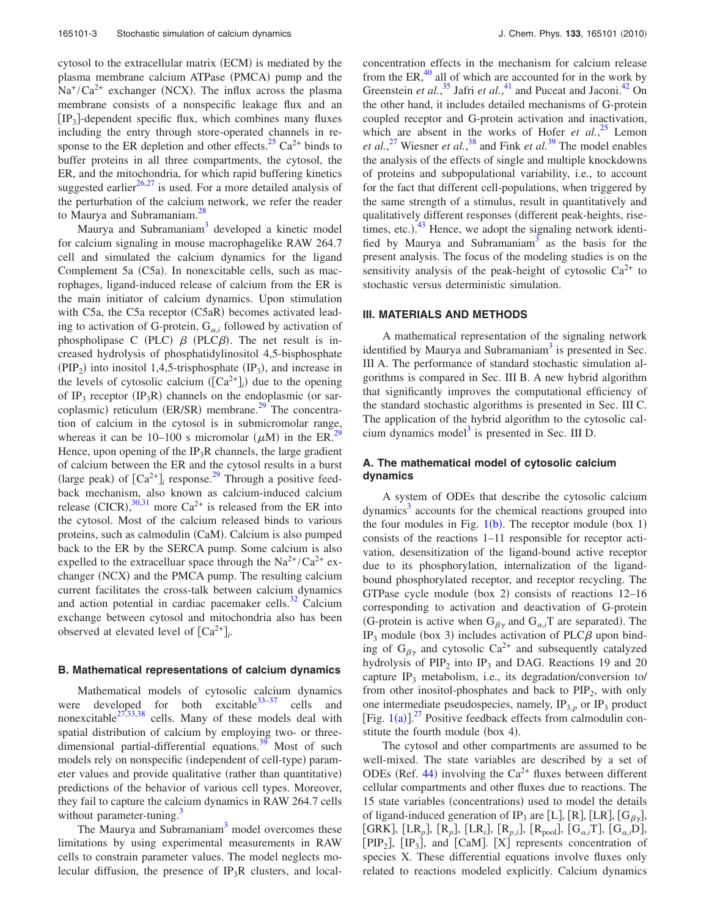cytosol to the extracellular matrix (ECM) is mediated by the plasma membrane calcium ATPase (PMCA) pump and the $Na^{+}/Ca^{2+}$ exchanger (NCX). The influx across the plasma membrane consists of a nonspecific leakage flux and an $[IP_3]$-dependent specific flux, which combines many fluxes including the entry through store-operated channels in response to the ER depletion and other effects.[25] $Ca^{2+}$ binds to buffer proteins in all three compartments, the cytosol, the ER, and the mitochondria, for which rapid buffering kinetics suggested earlier[26,27] is used. For a more detailed analysis of the perturbation of the calcium network, we refer the reader to Maurya and Subramaniam.[28]

Maurya and Subramaniam[3] developed a kinetic model for calcium signaling in mouse macrophagelike RAW 264.7 cell and simulated the calcium dynamics for the ligand Complement 5a (C5a). In nonexcitable cells, such as macrophages, ligand-induced release of calcium from the ER is the main initiator of calcium dynamics. Upon stimulation with C5a, the C5a receptor (C5aR) becomes activated leading to activation of G-protein, $G_{\alpha,i}$ followed by activation of phospholipase C (PLC) $\beta$ (PLC$\beta$). The net result is increased hydrolysis of phosphatidylinositol 4,5-bisphosphate ($PIP_2$) into inositol 1,4,5-trisphosphate ($IP_3$), and increase in the levels of cytosolic calcium ($[Ca^{2+}]_i$) due to the opening of $IP_3$ receptor ($IP_3R$) channels on the endoplasmic (or sarcoplasmic) reticulum (ER/SR) membrane.[29] The concentration of calcium in the cytosol is in submicromolar range, whereas it can be 10–100 s micromolar ($\mu$M) in the ER.[29] Hence, upon opening of the $IP_3R$ channels, the large gradient of calcium between the ER and the cytosol results in a burst (large peak) of $[Ca^{2+}]_i$ response.[29] Through a positive feedback mechanism, also known as calcium-induced calcium release (CICR),[30,31] more $Ca^{2+}$ is released from the ER into the cytosol. Most of the calcium released binds to various proteins, such as calmodulin (CaM). Calcium is also pumped back to the ER by the SERCA pump. Some calcium is also expelled to the extracelluar space through the $Na^{2+}/Ca^{2+}$ exchanger (NCX) and the PMCA pump. The resulting calcium current facilitates the cross-talk between calcium dynamics and action potential in cardiac pacemaker cells.[32] Calcium exchange between cytosol and mitochondria also has been observed at elevated level of $[Ca^{2+}]_i$.

### B. Mathematical representations of calcium dynamics

Mathematical models of cytosolic calcium dynamics were developed for both excitable[33–37] cells and nonexcitable[27,33,38] cells. Many of these models deal with spatial distribution of calcium by employing two- or three-dimensional partial-differential equations.[39] Most of such models rely on nonspecific (independent of cell-type) parameter values and provide qualitative (rather than quantitative) predictions of the behavior of various cell types. Moreover, they fail to capture the calcium dynamics in RAW 264.7 cells without parameter-tuning.[3]

The Maurya and Subramaniam[3] model overcomes these limitations by using experimental measurements in RAW cells to constrain parameter values. The model neglects molecular diffusion, the presence of $IP_3R$ clusters, and local-concentration effects in the mechanism for calcium release from the ER,[40] all of which are accounted for in the work by Greenstein *et al.*,[35] Jafri *et al.*,[41] and Puceat and Jaconi.[42] On the other hand, it includes detailed mechanisms of G-protein coupled receptor and G-protein activation and inactivation, which are absent in the works of Hofer *et al.*,[25] Lemon *et al.*,[27] Wiesner *et al.*,[38] and Fink *et al.*[39] The model enables the analysis of the effects of single and multiple knockdowns of proteins and subpopulational variability, i.e., to account for the fact that different cell-populations, when triggered by the same strength of a stimulus, result in quantitatively and qualitatively different responses (different peak-heights, rise-times, etc.).[43] Hence, we adopt the signaling network identified by Maurya and Subramaniam[3] as the basis for the present analysis. The focus of the modeling studies is on the sensitivity analysis of the peak-height of cytosolic $Ca^{2+}$ to stochastic versus deterministic simulation.

## III. MATERIALS AND METHODS

A mathematical representation of the signaling network identified by Maurya and Subramaniam[3] is presented in Sec. III A. The performance of standard stochastic simulation algorithms is compared in Sec. III B. A new hybrid algorithm that significantly improves the computational efficiency of the standard stochastic algorithms is presented in Sec. III C. The application of the hybrid algorithm to the cytosolic calcium dynamics model[3] is presented in Sec. III D.

### A. The mathematical model of cytosolic calcium dynamics

A system of ODEs that describe the cytosolic calcium dynamics[3] accounts for the chemical reactions grouped into the four modules in Fig. 1(b). The receptor module (box 1) consists of the reactions 1–11 responsible for receptor activation, desensitization of the ligand-bound active receptor due to its phosphorylation, internalization of the ligand-bound phosphorylated receptor, and receptor recycling. The GTPase cycle module (box 2) consists of reactions 12–16 corresponding to activation and deactivation of G-protein (G-protein is active when $G_{\beta\gamma}$ and $G_{\alpha,i}T$ are separated). The $IP_3$ module (box 3) includes activation of PLC$\beta$ upon binding of $G_{\beta\gamma}$ and cytosolic $Ca^{2+}$ and subsequently catalyzed hydrolysis of $PIP_2$ into $IP_3$ and DAG. Reactions 19 and 20 capture $IP_3$ metabolism, i.e., its degradation/conversion to/from other inositol-phosphates and back to $PIP_2$, with only one intermediate pseudospecies, namely, $IP_{3,p}$ or $IP_3$ product [Fig. 1(a)].[27] Positive feedback effects from calmodulin constitute the fourth module (box 4).

The cytosol and other compartments are assumed to be well-mixed. The state variables are described by a set of ODEs (Ref. 44) involving the $Ca^{2+}$ fluxes between different cellular compartments and other fluxes due to reactions. The 15 state variables (concentrations) used to model the details of ligand-induced generation of $IP_3$ are [L], [R], [LR], $[G_{\beta\gamma}]$, [GRK], $[LR_p]$, $[R_p]$, $[LR_i]$, $[R_{p,i}]$, $[R_{pool}]$, $[G_{\alpha,i}T]$, $[G_{\alpha,i}D]$, $[PIP_2]$, $[IP_3]$, and [CaM]. [X] represents concentration of species X. These differential equations involve fluxes only related to reactions modeled explicitly. Calcium dynamics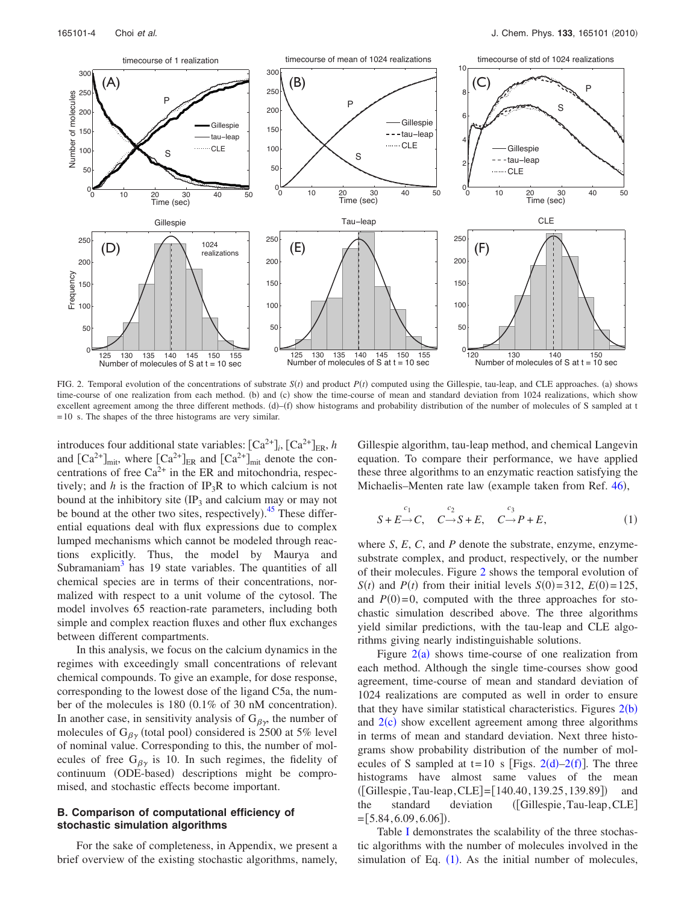FIG. 2. Temporal evolution of the concentrations of substrate $S(t)$ and product $P(t)$ computed using the Gillespie, tau-leap, and CLE approaches. (a) shows time-course of one realization from each method. (b) and (c) show the time-course of mean and standard deviation from 1024 realizations, which show excellent agreement among the three different methods. (d)–(f) show histograms and probability distribution of the number of molecules of S sampled at t = 10 s. The shapes of the three histograms are very similar.

introduces four additional state variables: $[Ca^{2+}]_i$, $[Ca^{2+}]_{ER}$, $h$ and $[Ca^{2+}]_{mit}$, where $[Ca^{2+}]_{ER}$ and $[Ca^{2+}]_{mit}$ denote the concentrations of free $Ca^{2+}$ in the ER and mitochondria, respectively; and $h$ is the fraction of $IP_3R$ to which calcium is not bound at the inhibitory site ($IP_3$ and calcium may or may not be bound at the other two sites, respectively).[45] These differential equations deal with flux expressions due to complex lumped mechanisms which cannot be modeled through reactions explicitly. Thus, the model by Maurya and Subramaniam[3] has 19 state variables. The quantities of all chemical species are in terms of their concentrations, normalized with respect to a unit volume of the cytosol. The model involves 65 reaction-rate parameters, including both simple and complex reaction fluxes and other flux exchanges between different compartments.

In this analysis, we focus on the calcium dynamics in the regimes with exceedingly small concentrations of relevant chemical compounds. To give an example, for dose response, corresponding to the lowest dose of the ligand C5a, the number of the molecules is 180 (0.1% of 30 nM concentration). In another case, in sensitivity analysis of $G_{\beta\gamma}$, the number of molecules of $G_{\beta\gamma}$ (total pool) considered is 2500 at 5% level of nominal value. Corresponding to this, the number of molecules of free $G_{\beta\gamma}$ is 10. In such regimes, the fidelity of continuum (ODE-based) descriptions might be compromised, and stochastic effects become important.

### B. Comparison of computational efficiency of stochastic simulation algorithms

For the sake of completeness, in Appendix, we present a brief overview of the existing stochastic algorithms, namely, Gillespie algorithm, tau-leap method, and chemical Langevin equation. To compare their performance, we have applied these three algorithms to an enzymatic reaction satisfying the Michaelis–Menten rate law (example taken from Ref. 46),

$$S + E \xrightarrow{c_1} C, \quad C \xrightarrow{c_2} S + E, \quad C \xrightarrow{c_3} P + E, \tag{1}$$

where $S$, $E$, $C$, and $P$ denote the substrate, enzyme, enzyme-substrate complex, and product, respectively, or the number of their molecules. Figure 2 shows the temporal evolution of $S(t)$ and $P(t)$ from their initial levels $S(0)=312$, $E(0)=125$, and $P(0)=0$, computed with the three approaches for stochastic simulation described above. The three algorithms yield similar predictions, with the tau-leap and CLE algorithms giving nearly indistinguishable solutions.

Figure 2(a) shows time-course of one realization from each method. Although the single time-courses show good agreement, time-course of mean and standard deviation of 1024 realizations are computed as well in order to ensure that they have similar statistical characteristics. Figures 2(b) and 2(c) show excellent agreement among three algorithms in terms of mean and standard deviation. Next three histograms show probability distribution of the number of molecules of S sampled at t=10 s [Figs. 2(d)–2(f)]. The three histograms have almost same values of the mean ([Gillespie, Tau-leap, CLE]=[140.40, 139.25, 139.89]) and the standard deviation ([Gillespie, Tau-leap, CLE] =[5.84, 6.09, 6.06]).

Table I demonstrates the scalability of the three stochastic algorithms with the number of molecules involved in the simulation of Eq. (1). As the initial number of molecules,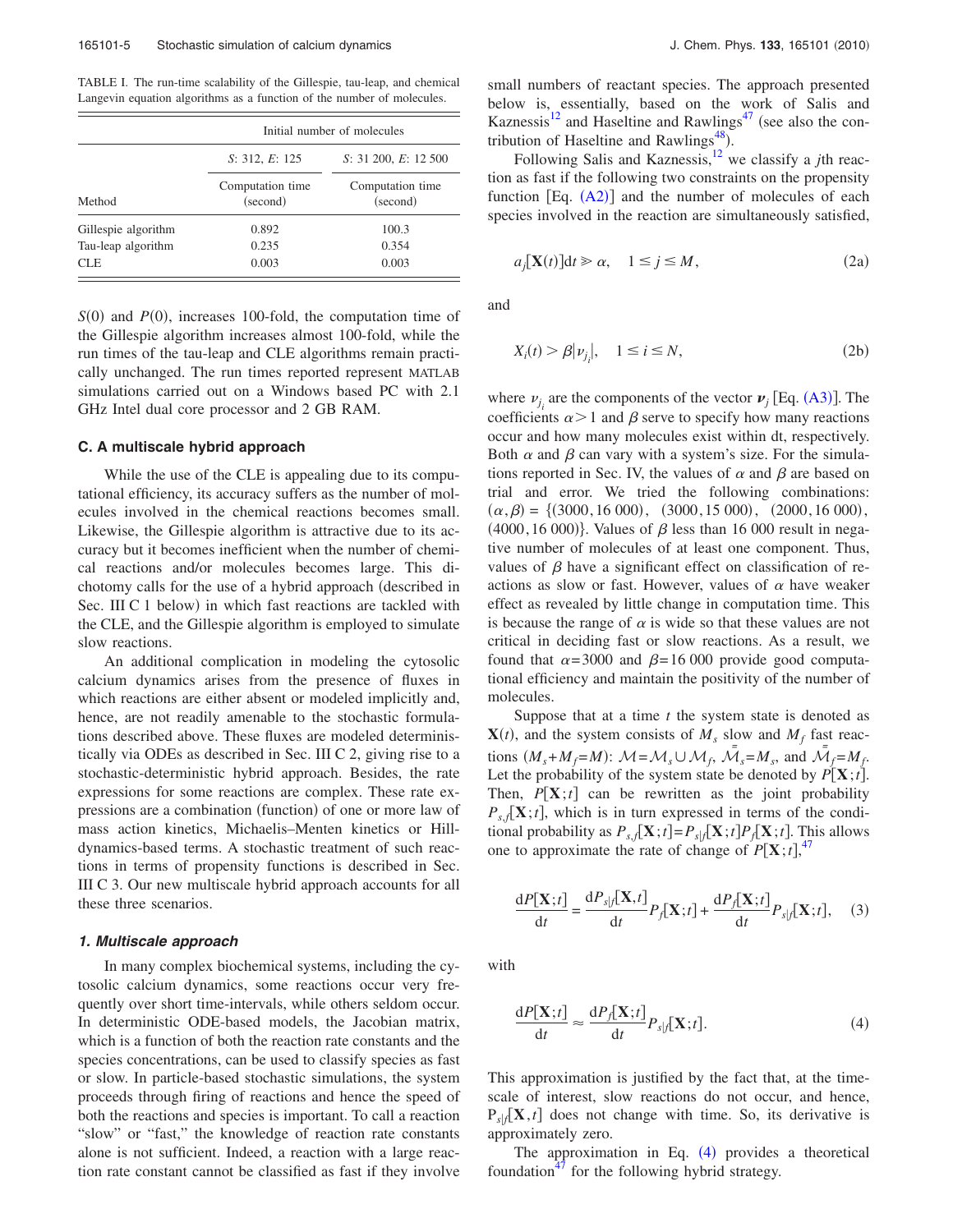TABLE I. The run-time scalability of the Gillespie, tau-leap, and chemical Langevin equation algorithms as a function of the number of molecules.

| | Initial number of molecules | |
|---|---|---|
| | $S$: 312, $E$: 125 | $S$: 31 200, $E$: 12 500 |
| Method | Computation time (second) | Computation time (second) |
| Gillespie algorithm | 0.892 | 100.3 |
| Tau-leap algorithm | 0.235 | 0.354 |
| CLE | 0.003 | 0.003 |

$S(0)$ and $P(0)$, increases 100-fold, the computation time of the Gillespie algorithm increases almost 100-fold, while the run times of the tau-leap and CLE algorithms remain practically unchanged. The run times reported represent MATLAB simulations carried out on a Windows based PC with 2.1 GHz Intel dual core processor and 2 GB RAM.

### C. A multiscale hybrid approach

While the use of the CLE is appealing due to its computational efficiency, its accuracy suffers as the number of molecules involved in the chemical reactions becomes small. Likewise, the Gillespie algorithm is attractive due to its accuracy but it becomes inefficient when the number of chemical reactions and/or molecules becomes large. This dichotomy calls for the use of a hybrid approach (described in Sec. III C 1 below) in which fast reactions are tackled with the CLE, and the Gillespie algorithm is employed to simulate slow reactions.

An additional complication in modeling the cytosolic calcium dynamics arises from the presence of fluxes in which reactions are either absent or modeled implicitly and, hence, are not readily amenable to the stochastic formulations described above. These fluxes are modeled deterministically via ODEs as described in Sec. III C 2, giving rise to a stochastic-deterministic hybrid approach. Besides, the rate expressions for some reactions are complex. These rate expressions are a combination (function) of one or more law of mass action kinetics, Michaelis–Menten kinetics or Hill-dynamics-based terms. A stochastic treatment of such reactions in terms of propensity functions is described in Sec. III C 3. Our new multiscale hybrid approach accounts for all these three scenarios.

#### 1. Multiscale approach

In many complex biochemical systems, including the cytosolic calcium dynamics, some reactions occur very frequently over short time-intervals, while others seldom occur. In deterministic ODE-based models, the Jacobian matrix, which is a function of both the reaction rate constants and the species concentrations, can be used to classify species as fast or slow. In particle-based stochastic simulations, the system proceeds through firing of reactions and hence the speed of both the reactions and species is important. To call a reaction "slow" or "fast," the knowledge of reaction rate constants alone is not sufficient. Indeed, a reaction with a large reaction rate constant cannot be classified as fast if they involve small numbers of reactant species. The approach presented below is, essentially, based on the work of Salis and Kaznessis[12] and Haseltine and Rawlings[47] (see also the contribution of Haseltine and Rawlings[48]).

Following Salis and Kaznessis,[12] we classify a $j$th reaction as fast if the following two constraints on the propensity function [Eq. (A2)] and the number of molecules of each species involved in the reaction are simultaneously satisfied,

$$a_j[\mathbf{X}(t)]\mathrm{d}t \gg \alpha, \quad 1 \le j \le M, \tag{2a}$$

and

$$X_i(t) > \beta|\nu_{j_i}|, \quad 1 \le i \le N, \tag{2b}$$

where $\nu_{j_i}$ are the components of the vector $\boldsymbol{\nu}_j$ [Eq. (A3)]. The coefficients $\alpha > 1$ and $\beta$ serve to specify how many reactions occur and how many molecules exist within dt, respectively. Both $\alpha$ and $\beta$ can vary with a system's size. For the simulations reported in Sec. IV, the values of $\alpha$ and $\beta$ are based on trial and error. We tried the following combinations: $(\alpha,\beta) = \{(3000,16\,000),\ (3000,15\,000),\ (2000,16\,000),\ (4000,16\,000)\}$. Values of $\beta$ less than 16 000 result in negative number of molecules of at least one component. Thus, values of $\beta$ have a significant effect on classification of reactions as slow or fast. However, values of $\alpha$ have weaker effect as revealed by little change in computation time. This is because the range of $\alpha$ is wide so that these values are not critical in deciding fast or slow reactions. As a result, we found that $\alpha=3000$ and $\beta=16\,000$ provide good computational efficiency and maintain the positivity of the number of molecules.

Suppose that at a time $t$ the system state is denoted as $\mathbf{X}(t)$, and the system consists of $M_s$ slow and $M_f$ fast reactions ($M_s+M_f=M$): $\mathcal{M}=\mathcal{M}_s \cup \mathcal{M}_f$, $\bar{\bar{\mathcal{M}}}_s=M_s$, and $\bar{\bar{\mathcal{M}}}_f=M_f$. Let the probability of the system state be denoted by $P[\mathbf{X};t]$. Then, $P[\mathbf{X};t]$ can be rewritten as the joint probability $P_{s,f}[\mathbf{X};t]$, which is in turn expressed in terms of the conditional probability as $P_{s,f}[\mathbf{X};t]=P_{s|f}[\mathbf{X};t]P_f[\mathbf{X};t]$. This allows one to approximate the rate of change of $P[\mathbf{X};t]$,[47]

$$\frac{\mathrm{d}P[\mathbf{X};t]}{\mathrm{d}t} = \frac{\mathrm{d}P_{s|f}[\mathbf{X},t]}{\mathrm{d}t}P_f[\mathbf{X};t] + \frac{\mathrm{d}P_f[\mathbf{X};t]}{\mathrm{d}t}P_{s|f}[\mathbf{X};t], \tag{3}$$

with

$$\frac{\mathrm{d}P[\mathbf{X};t]}{\mathrm{d}t} \approx \frac{\mathrm{d}P_f[\mathbf{X};t]}{\mathrm{d}t}P_{s|f}[\mathbf{X};t]. \tag{4}$$

This approximation is justified by the fact that, at the timescale of interest, slow reactions do not occur, and hence, $P_{s|f}[\mathbf{X},t]$ does not change with time. So, its derivative is approximately zero.

The approximation in Eq. (4) provides a theoretical foundation[47] for the following hybrid strategy.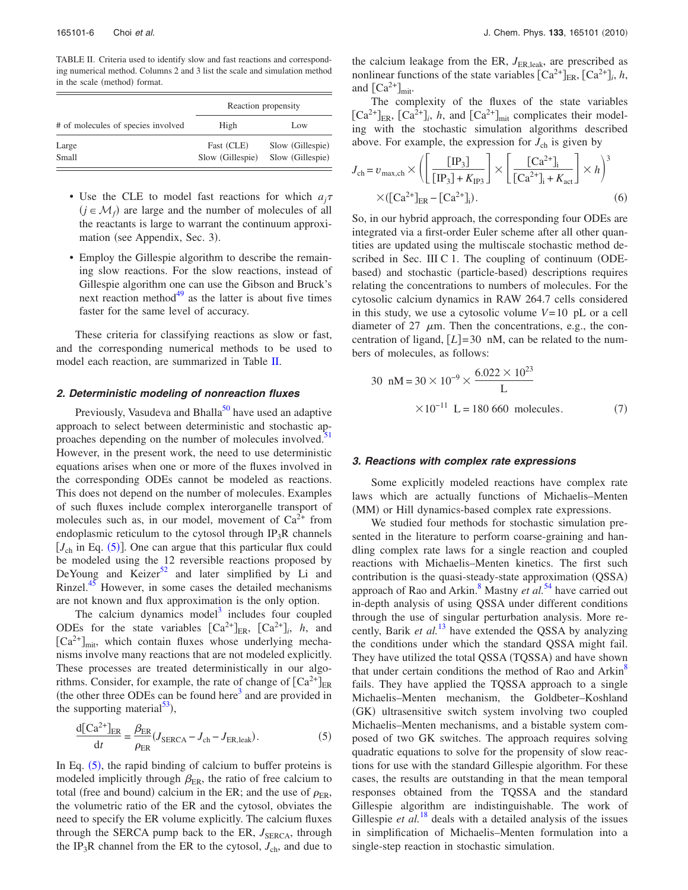TABLE II. Criteria used to identify slow and fast reactions and corresponding numerical method. Columns 2 and 3 list the scale and simulation method in the scale (method) format.

| # of molecules of species involved | Reaction propensity | |
|---|---|---|
| | High | Low |
| Large | Fast (CLE) | Slow (Gillespie) |
| Small | Slow (Gillespie) | Slow (Gillespie) |

- Use the CLE to model fast reactions for which $a_j\tau$ ($j \in \mathcal{M}_f$) are large and the number of molecules of all the reactants is large to warrant the continuum approximation (see Appendix, Sec. 3).
- Employ the Gillespie algorithm to describe the remaining slow reactions. For the slow reactions, instead of Gillespie algorithm one can use the Gibson and Bruck's next reaction method[49] as the latter is about five times faster for the same level of accuracy.

These criteria for classifying reactions as slow or fast, and the corresponding numerical methods to be used to model each reaction, are summarized in Table II.

### 2. Deterministic modeling of nonreaction fluxes

Previously, Vasudeva and Bhalla[50] have used an adaptive approach to select between deterministic and stochastic approaches depending on the number of molecules involved.[51] However, in the present work, the need to use deterministic equations arises when one or more of the fluxes involved in the corresponding ODEs cannot be modeled as reactions. This does not depend on the number of molecules. Examples of such fluxes include complex interorganelle transport of molecules such as, in our model, movement of $Ca^{2+}$ from endoplasmic reticulum to the cytosol through $IP_3R$ channels [$J_{ch}$ in Eq. (5)]. One can argue that this particular flux could be modeled using the 12 reversible reactions proposed by DeYoung and Keizer[52] and later simplified by Li and Rinzel.[45] However, in some cases the detailed mechanisms are not known and flux approximation is the only option.

The calcium dynamics model[3] includes four coupled ODEs for the state variables $[Ca^{2+}]_{ER}$, $[Ca^{2+}]_i$, $h$, and $[Ca^{2+}]_{mit}$, which contain fluxes whose underlying mechanisms involve many reactions that are not modeled explicitly. These processes are treated deterministically in our algorithms. Consider, for example, the rate of change of $[Ca^{2+}]_{ER}$ (the other three ODEs can be found here[3] and are provided in the supporting material[53]),

$$\frac{d[Ca^{2+}]_{ER}}{dt} = \frac{\beta_{ER}}{\rho_{ER}}(J_{SERCA} - J_{ch} - J_{ER,leak}). \tag{5}$$

In Eq. (5), the rapid binding of calcium to buffer proteins is modeled implicitly through $\beta_{ER}$, the ratio of free calcium to total (free and bound) calcium in the ER; and the use of $\rho_{ER}$, the volumetric ratio of the ER and the cytosol, obviates the need to specify the ER volume explicitly. The calcium fluxes through the SERCA pump back to the ER, $J_{SERCA}$, through the $IP_3R$ channel from the ER to the cytosol, $J_{ch}$, and due to the calcium leakage from the ER, $J_{ER,leak}$, are prescribed as nonlinear functions of the state variables $[Ca^{2+}]_{ER}$, $[Ca^{2+}]_i$, $h$, and $[Ca^{2+}]_{mit}$.

The complexity of the fluxes of the state variables $[Ca^{2+}]_{ER}$, $[Ca^{2+}]_i$, $h$, and $[Ca^{2+}]_{mit}$ complicates their modeling with the stochastic simulation algorithms described above. For example, the expression for $J_{ch}$ is given by

$$J_{ch} = v_{max,ch} \times \left(\left[\frac{[IP_3]}{[IP_3] + K_{IP3}}\right] \times \left[\frac{[Ca^{2+}]_i}{[Ca^{2+}]_i + K_{act}}\right] \times h\right)^3 \times ([Ca^{2+}]_{ER} - [Ca^{2+}]_i). \tag{6}$$

So, in our hybrid approach, the corresponding four ODEs are integrated via a first-order Euler scheme after all other quantities are updated using the multiscale stochastic method described in Sec. III C 1. The coupling of continuum (ODE-based) and stochastic (particle-based) descriptions requires relating the concentrations to numbers of molecules. For the cytosolic calcium dynamics in RAW 264.7 cells considered in this study, we use a cytosolic volume $V=10$ pL or a cell diameter of 27 $\mu$m. Then the concentrations, e.g., the concentration of ligand, $[L]=30$ nM, can be related to the numbers of molecules, as follows:

$$30 \text{ nM} = 30 \times 10^{-9} \times \frac{6.022 \times 10^{23}}{\text{L}} \times 10^{-11} \text{ L} = 180\,660 \text{ molecules}. \tag{7}$$

### 3. Reactions with complex rate expressions

Some explicitly modeled reactions have complex rate laws which are actually functions of Michaelis–Menten (MM) or Hill dynamics-based complex rate expressions.

We studied four methods for stochastic simulation presented in the literature to perform coarse-graining and handling complex rate laws for a single reaction and coupled reactions with Michaelis–Menten kinetics. The first such contribution is the quasi-steady-state approximation (QSSA) approach of Rao and Arkin.[8] Mastny *et al.*[54] have carried out in-depth analysis of using QSSA under different conditions through the use of singular perturbation analysis. More recently, Barik *et al.*[13] have extended the QSSA by analyzing the conditions under which the standard QSSA might fail. They have utilized the total QSSA (TQSSA) and have shown that under certain conditions the method of Rao and Arkin[8] fails. They have applied the TQSSA approach to a single Michaelis–Menten mechanism, the Goldbeter–Koshland (GK) ultrasensitive switch system involving two coupled Michaelis–Menten mechanisms, and a bistable system composed of two GK switches. The approach requires solving quadratic equations to solve for the propensity of slow reactions for use with the standard Gillespie algorithm. For these cases, the results are outstanding in that the mean temporal responses obtained from the TQSSA and the standard Gillespie algorithm are indistinguishable. The work of Gillespie *et al.*[18] deals with a detailed analysis of the issues in simplification of Michaelis–Menten formulation into a single-step reaction in stochastic simulation.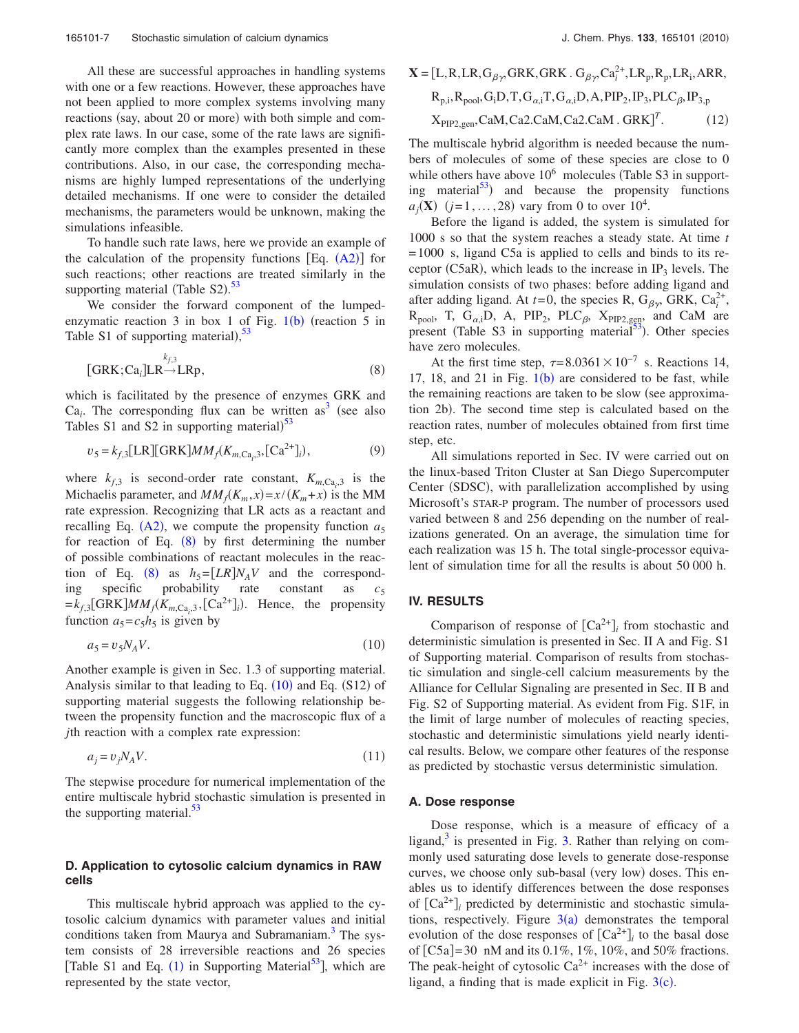All these are successful approaches in handling systems with one or a few reactions. However, these approaches have not been applied to more complex systems involving many reactions (say, about 20 or more) with both simple and complex rate laws. In our case, some of the rate laws are significantly more complex than the examples presented in these contributions. Also, in our case, the corresponding mechanisms are highly lumped representations of the underlying detailed mechanisms. If one were to consider the detailed mechanisms, the parameters would be unknown, making the simulations infeasible.

To handle such rate laws, here we provide an example of the calculation of the propensity functions [Eq. (A2)] for such reactions; other reactions are treated similarly in the supporting material (Table S2).[53]

We consider the forward component of the lumped-enzymatic reaction 3 in box 1 of Fig. 1(b) (reaction 5 in Table S1 of supporting material),[53]

$$[\mathrm{GRK};\mathrm{Ca}_i]\mathrm{LR} \xrightarrow{k_{f,3}} \mathrm{LRp}, \tag{8}$$

which is facilitated by the presence of enzymes GRK and $\mathrm{Ca}_i$. The corresponding flux can be written as[3] (see also Tables S1 and S2 in supporting material)[53]

$$v_5 = k_{f,3}[\mathrm{LR}][\mathrm{GRK}]MM_f(K_{m,\mathrm{Ca}_i,3},[\mathrm{Ca}^{2+}]_i), \tag{9}$$

where $k_{f,3}$ is second-order rate constant, $K_{m,\mathrm{Ca}_i,3}$ is the Michaelis parameter, and $MM_f(K_m,x)=x/(K_m+x)$ is the MM rate expression. Recognizing that LR acts as a reactant and recalling Eq. (A2), we compute the propensity function $a_5$ for reaction of Eq. (8) by first determining the number of possible combinations of reactant molecules in the reaction of Eq. (8) as $h_5=[LR]N_AV$ and the corresponding specific probability rate constant as $c_5 = k_{f,3}[\mathrm{GRK}]MM_f(K_{m,\mathrm{Ca}_i,3},[\mathrm{Ca}^{2+}]_i)$. Hence, the propensity function $a_5=c_5h_5$ is given by

$$a_5 = v_5 N_A V. \tag{10}$$

Another example is given in Sec. 1.3 of supporting material. Analysis similar to that leading to Eq. (10) and Eq. (S12) of supporting material suggests the following relationship between the propensity function and the macroscopic flux of a $j$th reaction with a complex rate expression:

$$a_j = v_j N_A V. \tag{11}$$

The stepwise procedure for numerical implementation of the entire multiscale hybrid stochastic simulation is presented in the supporting material.[53]

### D. Application to cytosolic calcium dynamics in RAW cells

This multiscale hybrid approach was applied to the cytosolic calcium dynamics with parameter values and initial conditions taken from Maurya and Subramaniam.[3] The system consists of 28 irreversible reactions and 26 species [Table S1 and Eq. (1) in Supporting Material[53]], which are represented by the state vector,

$$\mathbf{X} = [\mathrm{L},\mathrm{R},\mathrm{LR},\mathrm{G}_{\beta\gamma},\mathrm{GRK},\mathrm{GRK}\,.\,\mathrm{G}_{\beta\gamma},\mathrm{Ca}_i^{2+},\mathrm{LR}_\mathrm{p},\mathrm{R}_\mathrm{p},\mathrm{LR}_\mathrm{i},\mathrm{ARR},$$
$$\mathrm{R}_{\mathrm{p,i}},\mathrm{R}_{\mathrm{pool}},\mathrm{G}_\mathrm{i}\mathrm{D},\mathrm{T},\mathrm{G}_{\alpha,\mathrm{i}}\mathrm{T},\mathrm{G}_{\alpha,\mathrm{i}}\mathrm{D},\mathrm{A},\mathrm{PIP}_2,\mathrm{IP}_3,\mathrm{PLC}_\beta,\mathrm{IP}_{3,\mathrm{p}}$$
$$\mathrm{X}_{\mathrm{PIP2,gen}},\mathrm{CaM},\mathrm{Ca2.CaM},\mathrm{Ca2.CaM}\,.\,\mathrm{GRK}]^T. \tag{12}$$

The multiscale hybrid algorithm is needed because the numbers of molecules of some of these species are close to 0 while others have above $10^6$ molecules (Table S3 in supporting material[53]) and because the propensity functions $a_j(\mathbf{X})$ $(j=1,\ldots,28)$ vary from 0 to over $10^4$.

Before the ligand is added, the system is simulated for 1000 s so that the system reaches a steady state. At time $t=1000$ s, ligand C5a is applied to cells and binds to its receptor (C5aR), which leads to the increase in $\mathrm{IP}_3$ levels. The simulation consists of two phases: before adding ligand and after adding ligand. At $t=0$, the species R, $\mathrm{G}_{\beta\gamma}$, GRK, $\mathrm{Ca}_i^{2+}$, $\mathrm{R}_{\mathrm{pool}}$, T, $\mathrm{G}_{\alpha,\mathrm{i}}\mathrm{D}$, A, $\mathrm{PIP}_2$, $\mathrm{PLC}_\beta$, $\mathrm{X}_{\mathrm{PIP2,gen}}$, and CaM are present (Table S3 in supporting material[53]). Other species have zero molecules.

At the first time step, $\tau=8.0361\times10^{-7}$ s. Reactions 14, 17, 18, and 21 in Fig. 1(b) are considered to be fast, while the remaining reactions are taken to be slow (see approximation 2b). The second time step is calculated based on the reaction rates, number of molecules obtained from first time step, etc.

All simulations reported in Sec. IV were carried out on the linux-based Triton Cluster at San Diego Supercomputer Center (SDSC), with parallelization accomplished by using Microsoft's STAR-P program. The number of processors used varied between 8 and 256 depending on the number of realizations generated. On an average, the simulation time for each realization was 15 h. The total single-processor equivalent of simulation time for all the results is about 50 000 h.

## IV. RESULTS

Comparison of response of $[\mathrm{Ca}^{2+}]_i$ from stochastic and deterministic simulation is presented in Sec. II A and Fig. S1 of Supporting material. Comparison of results from stochastic simulation and single-cell calcium measurements by the Alliance for Cellular Signaling are presented in Sec. II B and Fig. S2 of Supporting material. As evident from Fig. S1F, in the limit of large number of molecules of reacting species, stochastic and deterministic simulations yield nearly identical results. Below, we compare other features of the response as predicted by stochastic versus deterministic simulation.

### A. Dose response

Dose response, which is a measure of efficacy of a ligand,[3] is presented in Fig. 3. Rather than relying on commonly used saturating dose levels to generate dose-response curves, we choose only sub-basal (very low) doses. This enables us to identify differences between the dose responses of $[\mathrm{Ca}^{2+}]_i$ predicted by deterministic and stochastic simulations, respectively. Figure 3(a) demonstrates the temporal evolution of the dose responses of $[\mathrm{Ca}^{2+}]_i$ to the basal dose of [C5a]=30 nM and its 0.1%, 1%, 10%, and 50% fractions. The peak-height of cytosolic $\mathrm{Ca}^{2+}$ increases with the dose of ligand, a finding that is made explicit in Fig. 3(c).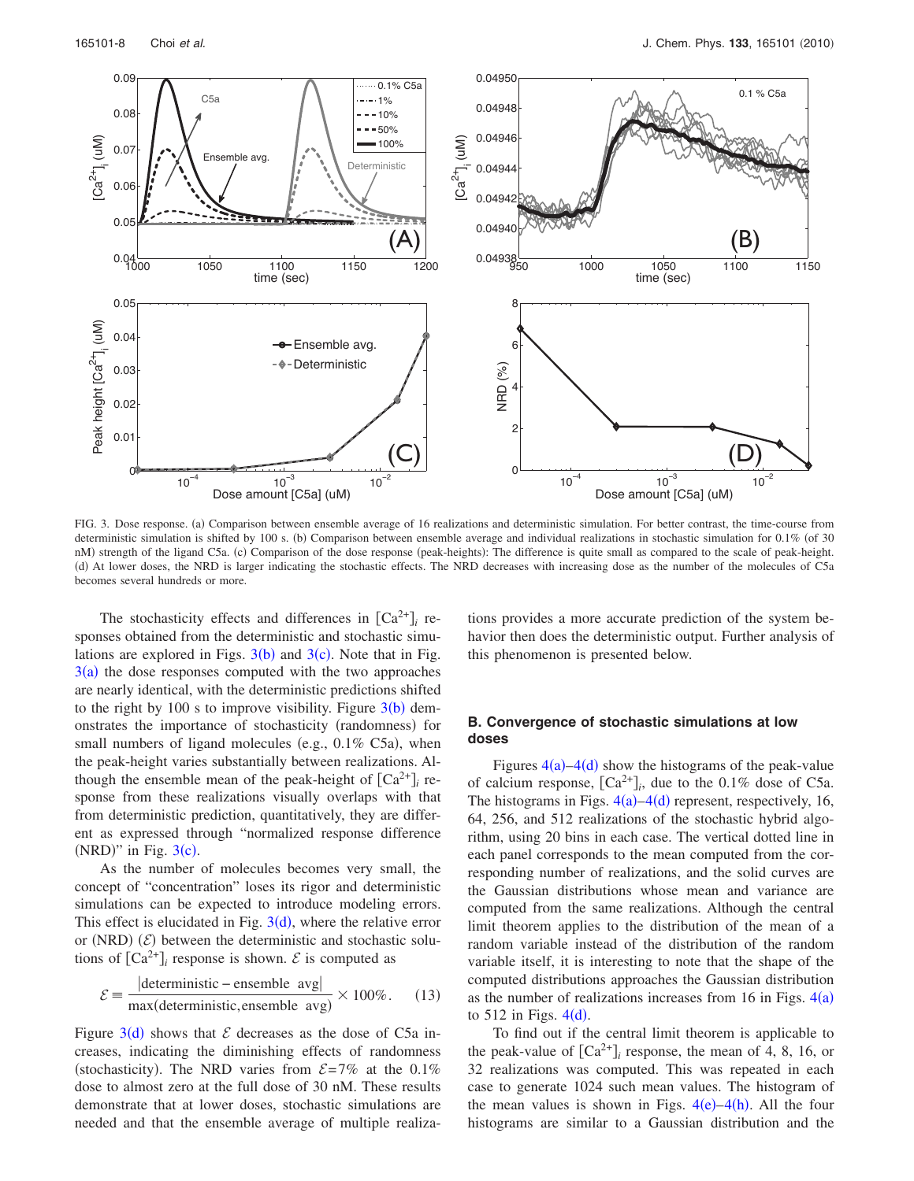FIG. 3. Dose response. (a) Comparison between ensemble average of 16 realizations and deterministic simulation. For better contrast, the time-course from deterministic simulation is shifted by 100 s. (b) Comparison between ensemble average and individual realizations in stochastic simulation for 0.1% (of 30 nM) strength of the ligand C5a. (c) Comparison of the dose response (peak-heights): The difference is quite small as compared to the scale of peak-height. (d) At lower doses, the NRD is larger indicating the stochastic effects. The NRD decreases with increasing dose as the number of the molecules of C5a becomes several hundreds or more.

The stochasticity effects and differences in $[Ca^{2+}]_i$ responses obtained from the deterministic and stochastic simulations are explored in Figs. 3(b) and 3(c). Note that in Fig. 3(a) the dose responses computed with the two approaches are nearly identical, with the deterministic predictions shifted to the right by 100 s to improve visibility. Figure 3(b) demonstrates the importance of stochasticity (randomness) for small numbers of ligand molecules (e.g., 0.1% C5a), when the peak-height varies substantially between realizations. Although the ensemble mean of the peak-height of $[Ca^{2+}]_i$ response from these realizations visually overlaps with that from deterministic prediction, quantitatively, they are different as expressed through "normalized response difference (NRD)" in Fig. 3(c).

As the number of molecules becomes very small, the concept of "concentration" loses its rigor and deterministic simulations can be expected to introduce modeling errors. This effect is elucidated in Fig. 3(d), where the relative error or (NRD) ($\mathcal{E}$) between the deterministic and stochastic solutions of $[Ca^{2+}]_i$ response is shown. $\mathcal{E}$ is computed as

$$\mathcal{E} \equiv \frac{|\text{deterministic} - \text{ensemble avg}|}{\max(\text{deterministic}, \text{ensemble avg})} \times 100\%. \quad (13)$$

Figure 3(d) shows that $\mathcal{E}$ decreases as the dose of C5a increases, indicating the diminishing effects of randomness (stochasticity). The NRD varies from $\mathcal{E}=7\%$ at the 0.1% dose to almost zero at the full dose of 30 nM. These results demonstrate that at lower doses, stochastic simulations are needed and that the ensemble average of multiple realizations provides a more accurate prediction of the system behavior then does the deterministic output. Further analysis of this phenomenon is presented below.

### B. Convergence of stochastic simulations at low doses

Figures 4(a)–4(d) show the histograms of the peak-value of calcium response, $[Ca^{2+}]_i$, due to the 0.1% dose of C5a. The histograms in Figs. 4(a)–4(d) represent, respectively, 16, 64, 256, and 512 realizations of the stochastic hybrid algorithm, using 20 bins in each case. The vertical dotted line in each panel corresponds to the mean computed from the corresponding number of realizations, and the solid curves are the Gaussian distributions whose mean and variance are computed from the same realizations. Although the central limit theorem applies to the distribution of the mean of a random variable instead of the distribution of the random variable itself, it is interesting to note that the shape of the computed distributions approaches the Gaussian distribution as the number of realizations increases from 16 in Figs. 4(a) to 512 in Figs. 4(d).

To find out if the central limit theorem is applicable to the peak-value of $[Ca^{2+}]_i$ response, the mean of 4, 8, 16, or 32 realizations was computed. This was repeated in each case to generate 1024 such mean values. The histogram of the mean values is shown in Figs. 4(e)–4(h). All the four histograms are similar to a Gaussian distribution and the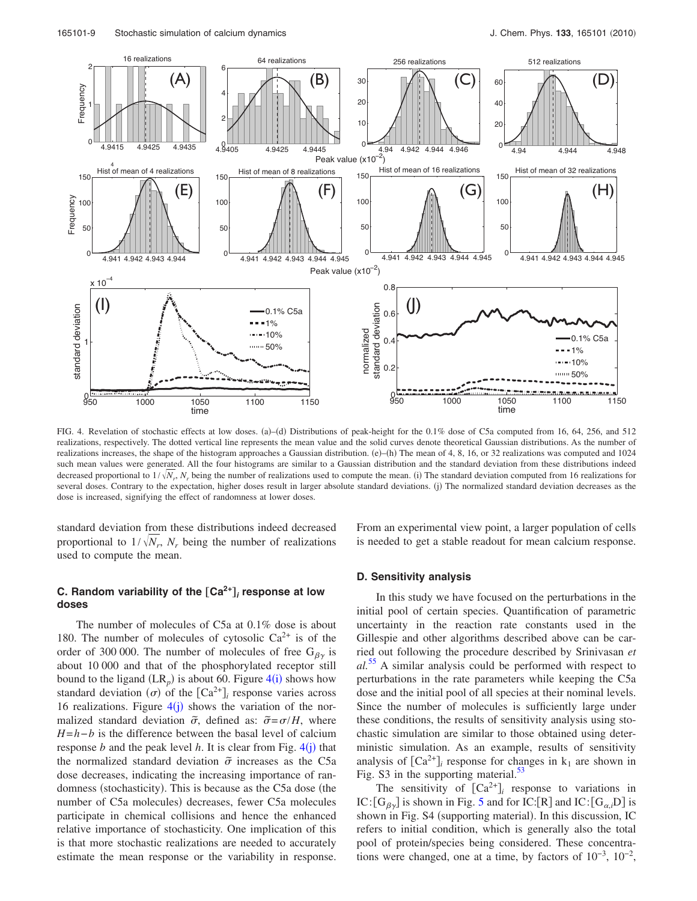FIG. 4. Revelation of stochastic effects at low doses. (a)–(d) Distributions of peak-height for the 0.1% dose of C5a computed from 16, 64, 256, and 512 realizations, respectively. The dotted vertical line represents the mean value and the solid curves denote theoretical Gaussian distributions. As the number of realizations increases, the shape of the histogram approaches a Gaussian distribution. (e)–(h) The mean of 4, 8, 16, or 32 realizations was computed and 1024 such mean values were generated. All the four histograms are similar to a Gaussian distribution and the standard deviation from these distributions indeed decreased proportional to $1/\sqrt{N_r}$, $N_r$ being the number of realizations used to compute the mean. (i) The standard deviation computed from 16 realizations for several doses. Contrary to the expectation, higher doses result in larger absolute standard deviations. (j) The normalized standard deviation decreases as the dose is increased, signifying the effect of randomness at lower doses.

standard deviation from these distributions indeed decreased proportional to $1/\sqrt{N_r}$, $N_r$ being the number of realizations used to compute the mean.

### C. Random variability of the $[Ca^{2+}]_i$ response at low doses

The number of molecules of C5a at 0.1% dose is about 180. The number of molecules of cytosolic $Ca^{2+}$ is of the order of 300 000. The number of molecules of free $G_{\beta\gamma}$ is about 10 000 and that of the phosphorylated receptor still bound to the ligand ($LR_p$) is about 60. Figure 4(i) shows how standard deviation ($\sigma$) of the $[Ca^{2+}]_i$ response varies across 16 realizations. Figure 4(j) shows the variation of the normalized standard deviation $\tilde{\sigma}$, defined as: $\tilde{\sigma} = \sigma/H$, where $H = h - b$ is the difference between the basal level of calcium response $b$ and the peak level $h$. It is clear from Fig. 4(j) that the normalized standard deviation $\tilde{\sigma}$ increases as the C5a dose decreases, indicating the increasing importance of randomness (stochasticity). This is because as the C5a dose (the number of C5a molecules) decreases, fewer C5a molecules participate in chemical collisions and hence the enhanced relative importance of stochasticity. One implication of this is that more stochastic realizations are needed to accurately estimate the mean response or the variability in response. From an experimental view point, a larger population of cells is needed to get a stable readout for mean calcium response.

### D. Sensitivity analysis

In this study we have focused on the perturbations in the initial pool of certain species. Quantification of parametric uncertainty in the reaction rate constants used in the Gillespie and other algorithms described above can be carried out following the procedure described by Srinivasan *et al.*[55] A similar analysis could be performed with respect to perturbations in the rate parameters while keeping the C5a dose and the initial pool of all species at their nominal levels. Since the number of molecules is sufficiently large under these conditions, the results of sensitivity analysis using stochastic simulation are similar to those obtained using deterministic simulation. As an example, results of sensitivity analysis of $[Ca^{2+}]_i$ response for changes in $k_1$ are shown in Fig. S3 in the supporting material.[53]

The sensitivity of $[Ca^{2+}]_i$ response to variations in IC:$[G_{\beta\gamma}]$ is shown in Fig. 5 and for IC:[R] and IC:$[G_{\alpha,i}D]$ is shown in Fig. S4 (supporting material). In this discussion, IC refers to initial condition, which is generally also the total pool of protein/species being considered. These concentrations were changed, one at a time, by factors of $10^{-3}$, $10^{-2}$,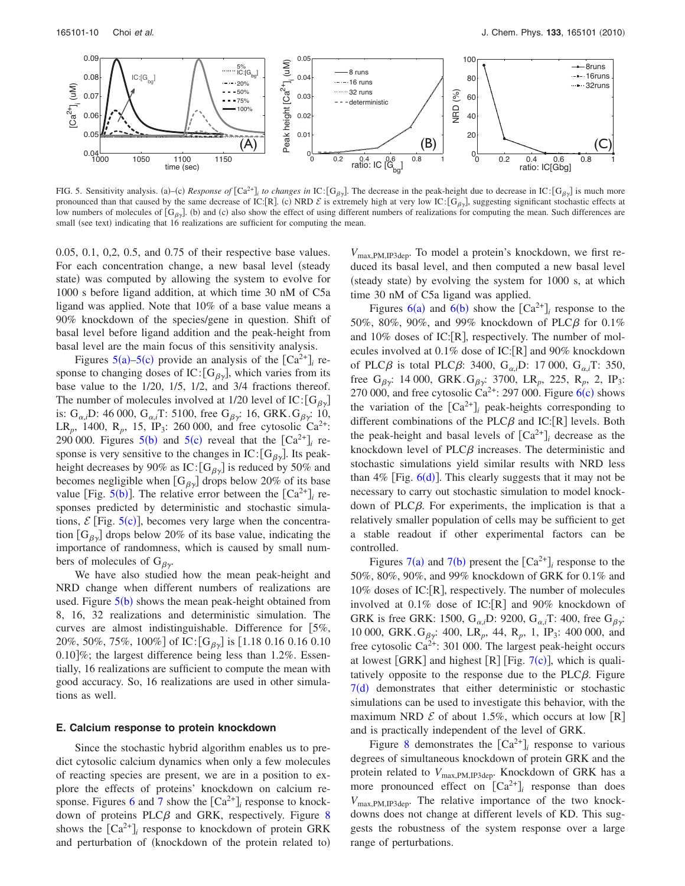FIG. 5. Sensitivity analysis. (a)–(c) *Response of* $[Ca^{2+}]_i$ *to changes in* IC:$[G_{\beta\gamma}]$. The decrease in the peak-height due to decrease in IC:$[G_{\beta\gamma}]$ is much more pronounced than that caused by the same decrease of IC:[R]. (c) NRD $\mathcal{E}$ is extremely high at very low IC:$[G_{\beta\gamma}]$, suggesting significant stochastic effects at low numbers of molecules of $[G_{\beta\gamma}]$. (b) and (c) also show the effect of using different numbers of realizations for computing the mean. Such differences are small (see text) indicating that 16 realizations are sufficient for computing the mean.

0.05, 0.1, 0,2, 0.5, and 0.75 of their respective base values. For each concentration change, a new basal level (steady state) was computed by allowing the system to evolve for 1000 s before ligand addition, at which time 30 nM of C5a ligand was applied. Note that 10% of a base value means a 90% knockdown of the species/gene in question. Shift of basal level before ligand addition and the peak-height from basal level are the main focus of this sensitivity analysis.

Figures 5(a)–5(c) provide an analysis of the $[Ca^{2+}]_i$ response to changing doses of IC:$[G_{\beta\gamma}]$, which varies from its base value to the 1/20, 1/5, 1/2, and 3/4 fractions thereof. The number of molecules involved at 1/20 level of IC:$[G_{\beta\gamma}]$ is: $G_{\alpha,i}$D: 46 000, $G_{\alpha,i}$T: 5100, free $G_{\beta\gamma}$: 16, GRK.$G_{\beta\gamma}$: 10, $LR_p$, 1400, $R_p$, 15, $IP_3$: 260 000, and free cytosolic $Ca^{2+}$: 290 000. Figures 5(b) and 5(c) reveal that the $[Ca^{2+}]_i$ response is very sensitive to the changes in IC:$[G_{\beta\gamma}]$. Its peak-height decreases by 90% as IC:$[G_{\beta\gamma}]$ is reduced by 50% and becomes negligible when $[G_{\beta\gamma}]$ drops below 20% of its base value [Fig. 5(b)]. The relative error between the $[Ca^{2+}]_i$ responses predicted by deterministic and stochastic simulations, $\mathcal{E}$ [Fig. 5(c)], becomes very large when the concentration $[G_{\beta\gamma}]$ drops below 20% of its base value, indicating the importance of randomness, which is caused by small numbers of molecules of $G_{\beta\gamma}$.

We have also studied how the mean peak-height and NRD change when different numbers of realizations are used. Figure 5(b) shows the mean peak-height obtained from 8, 16, 32 realizations and deterministic simulation. The curves are almost indistinguishable. Difference for [5%, 20%, 50%, 75%, 100%] of IC:$[G_{\beta\gamma}]$ is [1.18 0.16 0.16 0.10 0.10]%; the largest difference being less than 1.2%. Essentially, 16 realizations are sufficient to compute the mean with good accuracy. So, 16 realizations are used in other simulations as well.

### E. Calcium response to protein knockdown

Since the stochastic hybrid algorithm enables us to predict cytosolic calcium dynamics when only a few molecules of reacting species are present, we are in a position to explore the effects of proteins' knockdown on calcium response. Figures 6 and 7 show the $[Ca^{2+}]_i$ response to knockdown of proteins PLC$\beta$ and GRK, respectively. Figure 8 shows the $[Ca^{2+}]_i$ response to knockdown of protein GRK and perturbation of (knockdown of the protein related to) $V_{max,PM,IP3dep}$. To model a protein's knockdown, we first reduced its basal level, and then computed a new basal level (steady state) by evolving the system for 1000 s, at which time 30 nM of C5a ligand was applied.

Figures 6(a) and 6(b) show the $[Ca^{2+}]_i$ response to the 50%, 80%, 90%, and 99% knockdown of PLC$\beta$ for 0.1% and 10% doses of IC:[R], respectively. The number of molecules involved at 0.1% dose of IC:[R] and 90% knockdown of PLC$\beta$ is total PLC$\beta$: 3400, $G_{\alpha,i}$D: 17 000, $G_{\alpha,i}$T: 350, free $G_{\beta\gamma}$: 14 000, GRK.$G_{\beta\gamma}$: 3700, $LR_p$, 225, $R_p$, 2, $IP_3$: 270 000, and free cytosolic $Ca^{2+}$: 297 000. Figure 6(c) shows the variation of the $[Ca^{2+}]_i$ peak-heights corresponding to different combinations of the PLC$\beta$ and IC:[R] levels. Both the peak-height and basal levels of $[Ca^{2+}]_i$ decrease as the knockdown level of PLC$\beta$ increases. The deterministic and stochastic simulations yield similar results with NRD less than 4% [Fig. 6(d)]. This clearly suggests that it may not be necessary to carry out stochastic simulation to model knockdown of PLC$\beta$. For experiments, the implication is that a relatively smaller population of cells may be sufficient to get a stable readout if other experimental factors can be controlled.

Figures 7(a) and 7(b) present the $[Ca^{2+}]_i$ response to the 50%, 80%, 90%, and 99% knockdown of GRK for 0.1% and 10% doses of IC:[R], respectively. The number of molecules involved at 0.1% dose of IC:[R] and 90% knockdown of GRK is free GRK: 1500, $G_{\alpha,i}$D: 9200, $G_{\alpha,i}$T: 400, free $G_{\beta\gamma}$: 10 000, GRK.$G_{\beta\gamma}$: 400, $LR_p$, 44, $R_p$, 1, $IP_3$: 400 000, and free cytosolic $Ca^{2+}$: 301 000. The largest peak-height occurs at lowest [GRK] and highest [R] [Fig. 7(c)], which is qualitatively opposite to the response due to the PLC$\beta$. Figure 7(d) demonstrates that either deterministic or stochastic simulations can be used to investigate this behavior, with the maximum NRD $\mathcal{E}$ of about 1.5%, which occurs at low [R] and is practically independent of the level of GRK.

Figure 8 demonstrates the $[Ca^{2+}]_i$ response to various degrees of simultaneous knockdown of protein GRK and the protein related to $V_{max,PM,IP3dep}$. Knockdown of GRK has a more pronounced effect on $[Ca^{2+}]_i$ response than does $V_{max,PM,IP3dep}$. The relative importance of the two knockdowns does not change at different levels of KD. This suggests the robustness of the system response over a large range of perturbations.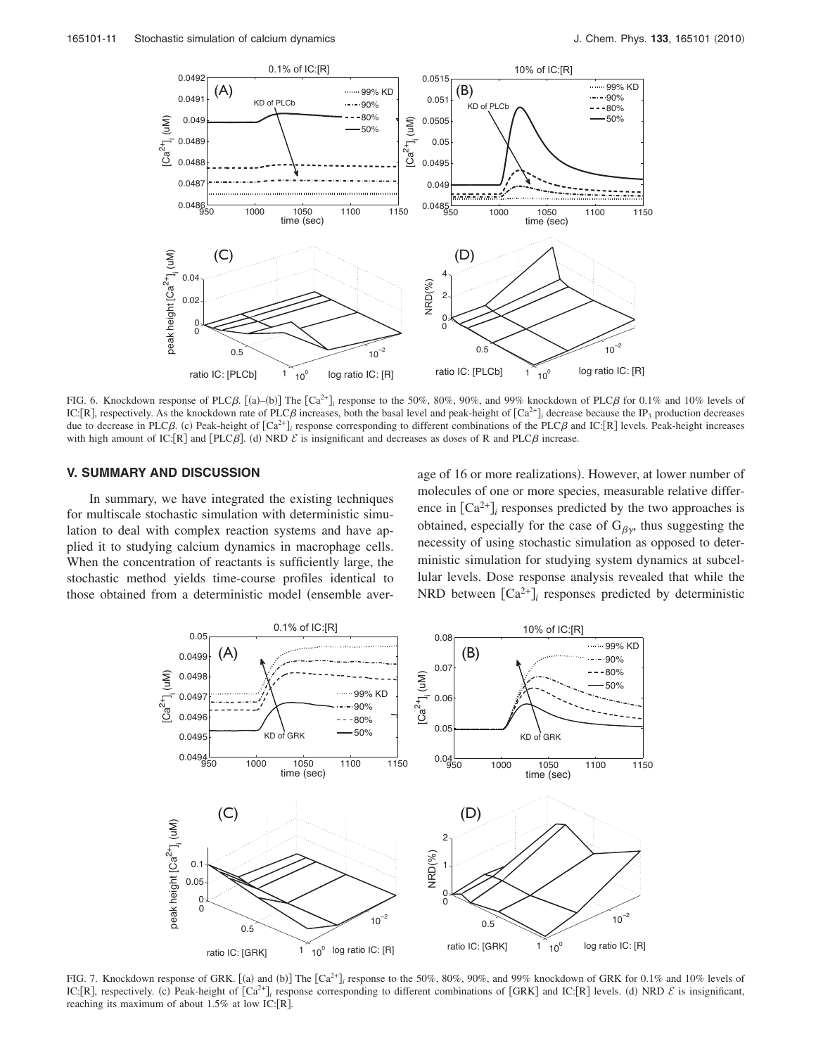FIG. 6. Knockdown response of PLC$\beta$. [(a)–(b)] The $[Ca^{2+}]_i$ response to the 50%, 80%, 90%, and 99% knockdown of PLC$\beta$ for 0.1% and 10% levels of IC:[R], respectively. As the knockdown rate of PLC$\beta$ increases, both the basal level and peak-height of $[Ca^{2+}]_i$ decrease because the $IP_3$ production decreases due to decrease in PLC$\beta$. (c) Peak-height of $[Ca^{2+}]_i$ response corresponding to different combinations of the PLC$\beta$ and IC:[R] levels. Peak-height increases with high amount of IC:[R] and [PLC$\beta$]. (d) NRD $\mathcal{E}$ is insignificant and decreases as doses of R and PLC$\beta$ increase.

## V. SUMMARY AND DISCUSSION

In summary, we have integrated the existing techniques for multiscale stochastic simulation with deterministic simulation to deal with complex reaction systems and have applied it to studying calcium dynamics in macrophage cells. When the concentration of reactants is sufficiently large, the stochastic method yields time-course profiles identical to those obtained from a deterministic model (ensemble average of 16 or more realizations). However, at lower number of molecules of one or more species, measurable relative difference in $[Ca^{2+}]_i$ responses predicted by the two approaches is obtained, especially for the case of $G_{\beta\gamma}$, thus suggesting the necessity of using stochastic simulation as opposed to deterministic simulation for studying system dynamics at subcellular levels. Dose response analysis revealed that while the NRD between $[Ca^{2+}]_i$ responses predicted by deterministic

FIG. 7. Knockdown response of GRK. [(a) and (b)] The $[Ca^{2+}]_i$ response to the 50%, 80%, 90%, and 99% knockdown of GRK for 0.1% and 10% levels of IC:[R], respectively. (c) Peak-height of $[Ca^{2+}]_i$ response corresponding to different combinations of [GRK] and IC:[R] levels. (d) NRD $\mathcal{E}$ is insignificant, reaching its maximum of about 1.5% at low IC:[R].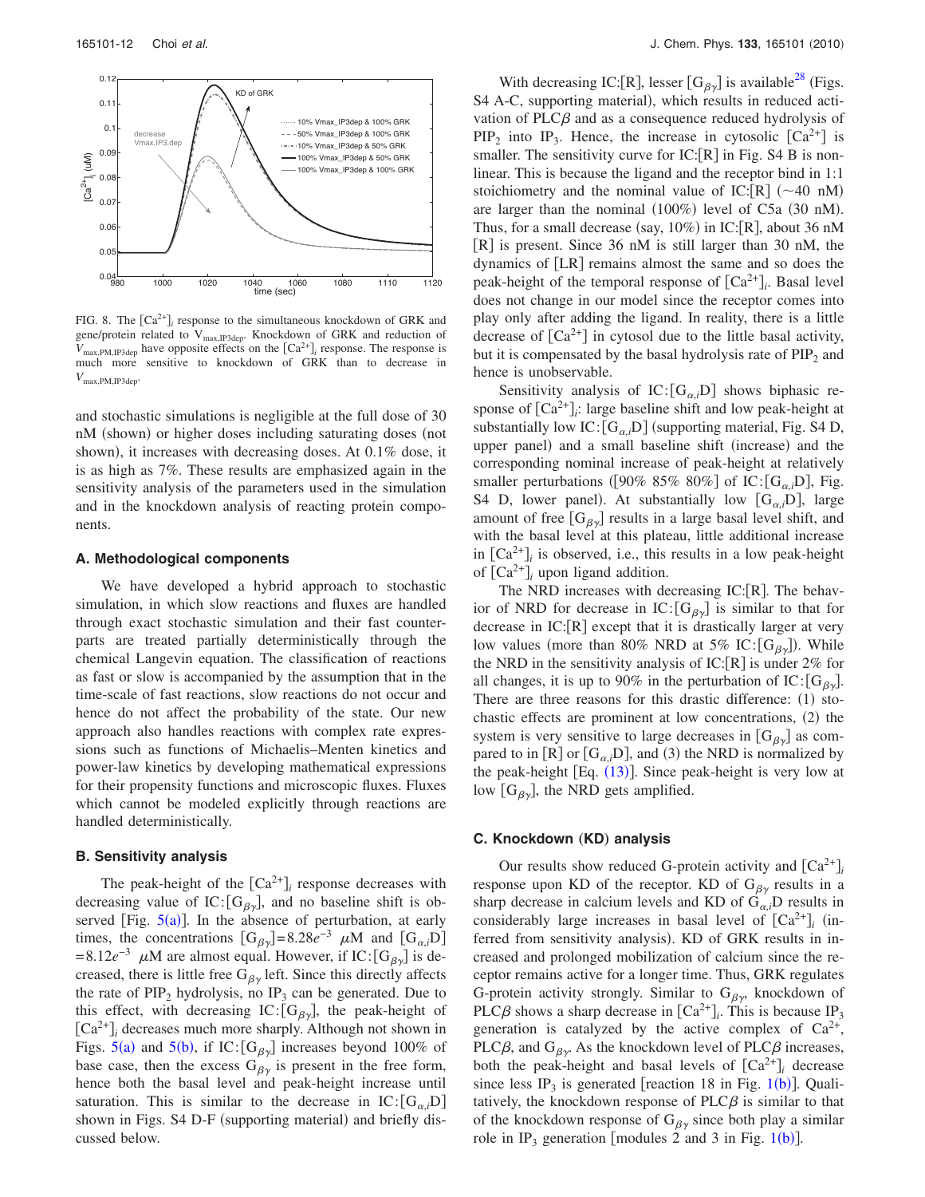FIG. 8. The $[Ca^{2+}]_i$ response to the simultaneous knockdown of GRK and gene/protein related to $V_{max,IP3dep}$. Knockdown of GRK and reduction of $V_{max,PM,IP3dep}$ have opposite effects on the $[Ca^{2+}]_i$ response. The response is much more sensitive to knockdown of GRK than to decrease in $V_{max,PM,IP3dep}$.

and stochastic simulations is negligible at the full dose of 30 nM (shown) or higher doses including saturating doses (not shown), it increases with decreasing doses. At 0.1% dose, it is as high as 7%. These results are emphasized again in the sensitivity analysis of the parameters used in the simulation and in the knockdown analysis of reacting protein components.

### A. Methodological components

We have developed a hybrid approach to stochastic simulation, in which slow reactions and fluxes are handled through exact stochastic simulation and their fast counterparts are treated partially deterministically through the chemical Langevin equation. The classification of reactions as fast or slow is accompanied by the assumption that in the time-scale of fast reactions, slow reactions do not occur and hence do not affect the probability of the state. Our new approach also handles reactions with complex rate expressions such as functions of Michaelis–Menten kinetics and power-law kinetics by developing mathematical expressions for their propensity functions and microscopic fluxes. Fluxes which cannot be modeled explicitly through reactions are handled deterministically.

### B. Sensitivity analysis

The peak-height of the $[Ca^{2+}]_i$ response decreases with decreasing value of IC:$[G_{\beta\gamma}]$, and no baseline shift is observed [Fig. 5(a)]. In the absence of perturbation, at early times, the concentrations $[G_{\beta\gamma}]=8.28e^{-3}$ $\mu$M and $[G_{\alpha,i}D]=8.12e^{-3}$ $\mu$M are almost equal. However, if IC:$[G_{\beta\gamma}]$ is decreased, there is little free $G_{\beta\gamma}$ left. Since this directly affects the rate of $PIP_2$ hydrolysis, no $IP_3$ can be generated. Due to this effect, with decreasing IC:$[G_{\beta\gamma}]$, the peak-height of $[Ca^{2+}]_i$ decreases much more sharply. Although not shown in Figs. 5(a) and 5(b), if IC:$[G_{\beta\gamma}]$ increases beyond 100% of base case, then the excess $G_{\beta\gamma}$ is present in the free form, hence both the basal level and peak-height increase until saturation. This is similar to the decrease in IC:$[G_{\alpha,i}D]$ shown in Figs. S4 D-F (supporting material) and briefly discussed below.

With decreasing IC:[R], lesser $[G_{\beta\gamma}]$ is available[28] (Figs. S4 A-C, supporting material), which results in reduced activation of PLC$\beta$ and as a consequence reduced hydrolysis of $PIP_2$ into $IP_3$. Hence, the increase in cytosolic $[Ca^{2+}]$ is smaller. The sensitivity curve for IC:[R] in Fig. S4 B is nonlinear. This is because the ligand and the receptor bind in 1:1 stoichiometry and the nominal value of IC:[R] (~40 nM) are larger than the nominal (100%) level of C5a (30 nM). Thus, for a small decrease (say, 10%) in IC:[R], about 36 nM [R] is present. Since 36 nM is still larger than 30 nM, the dynamics of [LR] remains almost the same and so does the peak-height of the temporal response of $[Ca^{2+}]_i$. Basal level does not change in our model since the receptor comes into play only after adding the ligand. In reality, there is a little decrease of $[Ca^{2+}]$ in cytosol due to the little basal activity, but it is compensated by the basal hydrolysis rate of $PIP_2$ and hence is unobservable.

Sensitivity analysis of IC:$[G_{\alpha,i}D]$ shows biphasic response of $[Ca^{2+}]_i$: large baseline shift and low peak-height at substantially low IC:$[G_{\alpha,i}D]$ (supporting material, Fig. S4 D, upper panel) and a small baseline shift (increase) and the corresponding nominal increase of peak-height at relatively smaller perturbations ([90% 85% 80%] of IC:$[G_{\alpha,i}D]$, Fig. S4 D, lower panel). At substantially low $[G_{\alpha,i}D]$, large amount of free $[G_{\beta\gamma}]$ results in a large basal level shift, and with the basal level at this plateau, little additional increase in $[Ca^{2+}]_i$ is observed, i.e., this results in a low peak-height of $[Ca^{2+}]_i$ upon ligand addition.

The NRD increases with decreasing IC:[R]. The behavior of NRD for decrease in IC:$[G_{\beta\gamma}]$ is similar to that for decrease in IC:[R] except that it is drastically larger at very low values (more than 80% NRD at 5% IC:$[G_{\beta\gamma}]$). While the NRD in the sensitivity analysis of IC:[R] is under 2% for all changes, it is up to 90% in the perturbation of IC:$[G_{\beta\gamma}]$. There are three reasons for this drastic difference: (1) stochastic effects are prominent at low concentrations, (2) the system is very sensitive to large decreases in $[G_{\beta\gamma}]$ as compared to in [R] or $[G_{\alpha,i}D]$, and (3) the NRD is normalized by the peak-height [Eq. (13)]. Since peak-height is very low at low $[G_{\beta\gamma}]$, the NRD gets amplified.

### C. Knockdown (KD) analysis

Our results show reduced G-protein activity and $[Ca^{2+}]_i$ response upon KD of the receptor. KD of $G_{\beta\gamma}$ results in a sharp decrease in calcium levels and KD of $G_{\alpha,i}D$ results in considerably large increases in basal level of $[Ca^{2+}]_i$ (inferred from sensitivity analysis). KD of GRK results in increased and prolonged mobilization of calcium since the receptor remains active for a longer time. Thus, GRK regulates G-protein activity strongly. Similar to $G_{\beta\gamma}$, knockdown of PLC$\beta$ shows a sharp decrease in $[Ca^{2+}]_i$. This is because $IP_3$ generation is catalyzed by the active complex of $Ca^{2+}$, PLC$\beta$, and $G_{\beta\gamma}$. As the knockdown level of PLC$\beta$ increases, both the peak-height and basal levels of $[Ca^{2+}]_i$ decrease since less $IP_3$ is generated [reaction 18 in Fig. 1(b)]. Qualitatively, the knockdown response of PLC$\beta$ is similar to that of the knockdown response of $G_{\beta\gamma}$ since both play a similar role in $IP_3$ generation [modules 2 and 3 in Fig. 1(b)].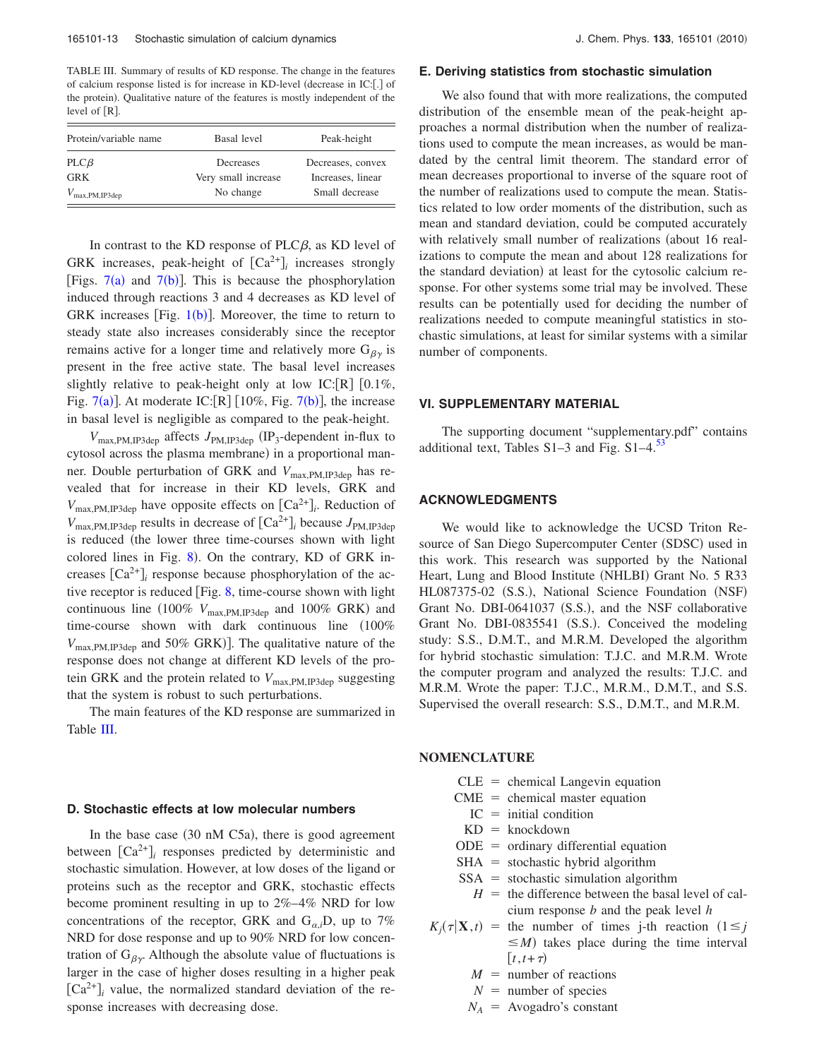TABLE III. Summary of results of KD response. The change in the features of calcium response listed is for increase in KD-level (decrease in IC:[.] of the protein). Qualitative nature of the features is mostly independent of the level of [R].

| Protein/variable name | Basal level | Peak-height |
|---|---|---|
| PLC$\beta$ | Decreases | Decreases, convex |
| GRK | Very small increase | Increases, linear |
| $V_{\max,\text{PM,IP3dep}}$ | No change | Small decrease |

In contrast to the KD response of PLC$\beta$, as KD level of GRK increases, peak-height of $[\text{Ca}^{2+}]_i$ increases strongly [Figs. 7(a) and 7(b)]. This is because the phosphorylation induced through reactions 3 and 4 decreases as KD level of GRK increases [Fig. 1(b)]. Moreover, the time to return to steady state also increases considerably since the receptor remains active for a longer time and relatively more $G_{\beta\gamma}$ is present in the free active state. The basal level increases slightly relative to peak-height only at low IC:[R] [0.1%, Fig. 7(a)]. At moderate IC:[R] [10%, Fig. 7(b)], the increase in basal level is negligible as compared to the peak-height.

$V_{\max,\text{PM,IP3dep}}$ affects $J_{\text{PM,IP3dep}}$ ($\text{IP}_3$-dependent in-flux to cytosol across the plasma membrane) in a proportional manner. Double perturbation of GRK and $V_{\max,\text{PM,IP3dep}}$ has revealed that for increase in their KD levels, GRK and $V_{\max,\text{PM,IP3dep}}$ have opposite effects on $[\text{Ca}^{2+}]_i$. Reduction of $V_{\max,\text{PM,IP3dep}}$ results in decrease of $[\text{Ca}^{2+}]_i$ because $J_{\text{PM,IP3dep}}$ is reduced (the lower three time-courses shown with light colored lines in Fig. 8). On the contrary, KD of GRK increases $[\text{Ca}^{2+}]_i$ response because phosphorylation of the active receptor is reduced [Fig. 8, time-course shown with light continuous line (100% $V_{\max,\text{PM,IP3dep}}$ and 100% GRK) and time-course shown with dark continuous line (100% $V_{\max,\text{PM,IP3dep}}$ and 50% GRK)]. The qualitative nature of the response does not change at different KD levels of the protein GRK and the protein related to $V_{\max,\text{PM,IP3dep}}$ suggesting that the system is robust to such perturbations.

The main features of the KD response are summarized in Table III.

### D. Stochastic effects at low molecular numbers

In the base case (30 nM C5a), there is good agreement between $[\text{Ca}^{2+}]_i$ responses predicted by deterministic and stochastic simulation. However, at low doses of the ligand or proteins such as the receptor and GRK, stochastic effects become prominent resulting in up to 2%–4% NRD for low concentrations of the receptor, GRK and $G_{\alpha,i}\text{D}$, up to 7% NRD for dose response and up to 90% NRD for low concentration of $G_{\beta\gamma}$. Although the absolute value of fluctuations is larger in the case of higher doses resulting in a higher peak $[\text{Ca}^{2+}]_i$ value, the normalized standard deviation of the response increases with decreasing dose.

### E. Deriving statistics from stochastic simulation

We also found that with more realizations, the computed distribution of the ensemble mean of the peak-height approaches a normal distribution when the number of realizations used to compute the mean increases, as would be mandated by the central limit theorem. The standard error of mean decreases proportional to inverse of the square root of the number of realizations used to compute the mean. Statistics related to low order moments of the distribution, such as mean and standard deviation, could be computed accurately with relatively small number of realizations (about 16 realizations to compute the mean and about 128 realizations for the standard deviation) at least for the cytosolic calcium response. For other systems some trial may be involved. These results can be potentially used for deciding the number of realizations needed to compute meaningful statistics in stochastic simulations, at least for similar systems with a similar number of components.

## VI. SUPPLEMENTARY MATERIAL

The supporting document "supplementary.pdf" contains additional text, Tables S1–3 and Fig. S1–4.[53]

## ACKNOWLEDGMENTS

We would like to acknowledge the UCSD Triton Resource of San Diego Supercomputer Center (SDSC) used in this work. This research was supported by the National Heart, Lung and Blood Institute (NHLBI) Grant No. 5 R33 HL087375-02 (S.S.), National Science Foundation (NSF) Grant No. DBI-0641037 (S.S.), and the NSF collaborative Grant No. DBI-0835541 (S.S.). Conceived the modeling study: S.S., D.M.T., and M.R.M. Developed the algorithm for hybrid stochastic simulation: T.J.C. and M.R.M. Wrote the computer program and analyzed the results: T.J.C. and M.R.M. Wrote the paper: T.J.C., M.R.M., D.M.T., and S.S. Supervised the overall research: S.S., D.M.T., and M.R.M.

## NOMENCLATURE

- CLE = chemical Langevin equation
- CME = chemical master equation
- IC = initial condition
- KD = knockdown
- ODE = ordinary differential equation
- SHA = stochastic hybrid algorithm
- SSA = stochastic simulation algorithm
- $H$ = the difference between the basal level of calcium response $b$ and the peak level $h$
- $K_j(\tau|\mathbf{X},t)$ = the number of times j-th reaction $(1 \leq j \leq M)$ takes place during the time interval $[t, t+\tau)$
- $M$ = number of reactions
- $N$ = number of species
- $N_A$ = Avogadro's constant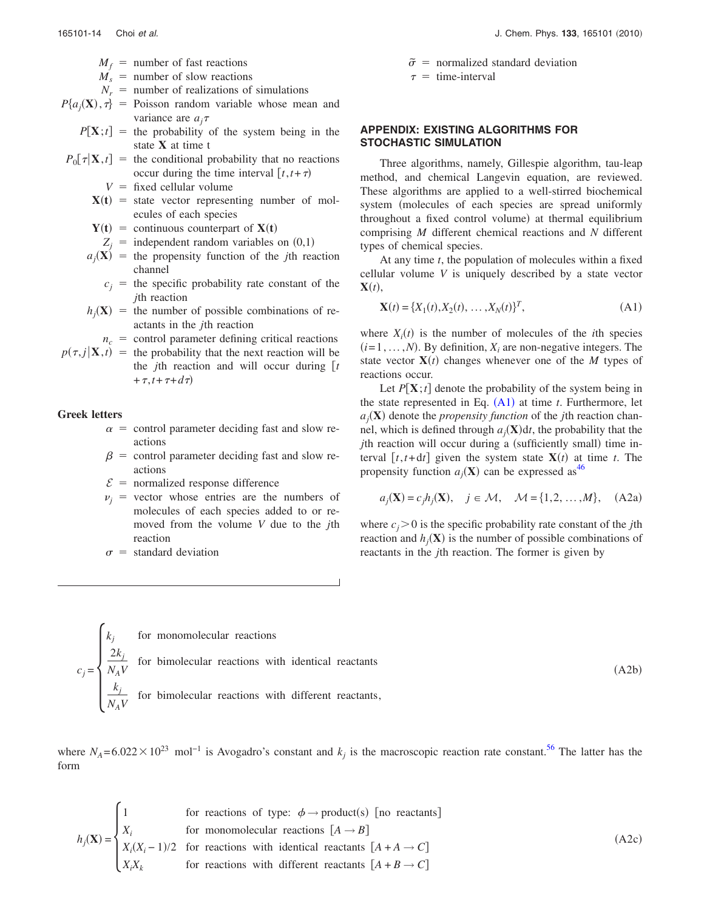$M_f$ = number of fast reactions

$M_s$ = number of slow reactions

$N_r$ = number of realizations of simulations

$P\{a_j(\mathbf{X}),\tau\}$ = Poisson random variable whose mean and variance are $a_j\tau$

$P[\mathbf{X};t]$ = the probability of the system being in the state $\mathbf{X}$ at time t

$P_0[\tau|\mathbf{X},t]$ = the conditional probability that no reactions occur during the time interval $[t,t+\tau)$

$V$ = fixed cellular volume

$\mathbf{X}(\mathbf{t})$ = state vector representing number of molecules of each species

$\mathbf{Y}(\mathbf{t})$ = continuous counterpart of $\mathbf{X}(\mathbf{t})$

$Z_j$ = independent random variables on (0,1)

$a_j(\mathbf{X})$ = the propensity function of the $j$th reaction channel

$c_j$ = the specific probability rate constant of the $j$th reaction

$h_j(\mathbf{X})$ = the number of possible combinations of reactants in the $j$th reaction

$n_c$ = control parameter defining critical reactions

$p(\tau,j|\mathbf{X},t)$ = the probability that the next reaction will be the $j$th reaction and will occur during $[t+\tau,t+\tau+d\tau)$

**Greek letters**

$\alpha$ = control parameter deciding fast and slow reactions

$\beta$ = control parameter deciding fast and slow reactions

$\mathcal{E}$ = normalized response difference

$\nu_j$ = vector whose entries are the numbers of molecules of each species added to or removed from the volume $V$ due to the $j$th reaction

$\sigma$ = standard deviation

$\tilde{\sigma}$ = normalized standard deviation

$\tau$ = time-interval

## APPENDIX: EXISTING ALGORITHMS FOR STOCHASTIC SIMULATION

Three algorithms, namely, Gillespie algorithm, tau-leap method, and chemical Langevin equation, are reviewed. These algorithms are applied to a well-stirred biochemical system (molecules of each species are spread uniformly throughout a fixed control volume) at thermal equilibrium comprising $M$ different chemical reactions and $N$ different types of chemical species.

At any time $t$, the population of molecules within a fixed cellular volume $V$ is uniquely described by a state vector $\mathbf{X}(t)$,

$$\mathbf{X}(t)=\{X_1(t),X_2(t),\ldots,X_N(t)\}^T, \tag{A1}$$

where $X_i(t)$ is the number of molecules of the $i$th species $(i=1,\ldots,N)$. By definition, $X_i$ are non-negative integers. The state vector $\mathbf{X}(t)$ changes whenever one of the $M$ types of reactions occur.

Let $P[\mathbf{X};t]$ denote the probability of the system being in the state represented in Eq. (A1) at time $t$. Furthermore, let $a_j(\mathbf{X})$ denote the *propensity function* of the $j$th reaction channel, which is defined through $a_j(\mathbf{X})\mathrm{d}t$, the probability that the $j$th reaction will occur during a (sufficiently small) time interval $[t,t+\mathrm{d}t]$ given the system state $\mathbf{X}(t)$ at time $t$. The propensity function $a_j(\mathbf{X})$ can be expressed as[46]

$$a_j(\mathbf{X})=c_jh_j(\mathbf{X}),\quad j\in\mathcal{M},\quad \mathcal{M}=\{1,2,\ldots,M\}, \tag{A2a}$$

where $c_j>0$ is the specific probability rate constant of the $j$th reaction and $h_j(\mathbf{X})$ is the number of possible combinations of reactants in the $j$th reaction. The former is given by

$$c_j=\begin{cases} k_j & \text{for monomolecular reactions} \\ \dfrac{2k_j}{N_AV} & \text{for bimolecular reactions with identical reactants} \\ \dfrac{k_j}{N_AV} & \text{for bimolecular reactions with different reactants,} \end{cases} \tag{A2b}$$

where $N_A=6.022\times10^{23}\ \mathrm{mol}^{-1}$ is Avogadro's constant and $k_j$ is the macroscopic reaction rate constant.[56] The latter has the form

$$h_j(\mathbf{X})=\begin{cases} 1 & \text{for reactions of type: } \phi\rightarrow\text{product(s) [no reactants]} \\ X_i & \text{for monomolecular reactions } [A\rightarrow B] \\ X_i(X_i-1)/2 & \text{for reactions with identical reactants } [A+A\rightarrow C] \\ X_iX_k & \text{for reactions with different reactants } [A+B\rightarrow C] \end{cases} \tag{A2c}$$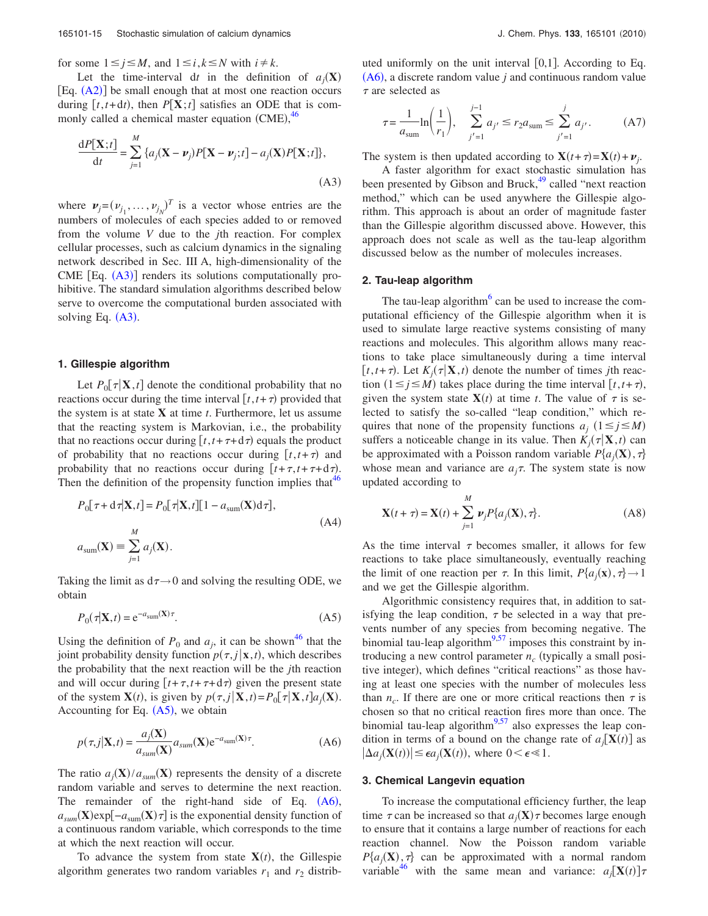for some $1 \le j \le M$, and $1 \le i, k \le N$ with $i \ne k$.

Let the time-interval $\mathrm{d}t$ in the definition of $a_j(\mathbf{X})$ [Eq. (A2)] be small enough that at most one reaction occurs during $[t, t+\mathrm{d}t)$, then $P[\mathbf{X};t]$ satisfies an ODE that is commonly called a chemical master equation (CME),[46]

$$\frac{\mathrm{d}P[\mathbf{X};t]}{\mathrm{d}t} = \sum_{j=1}^{M} \{a_j(\mathbf{X}-\boldsymbol{\nu}_j)P[\mathbf{X}-\boldsymbol{\nu}_j;t] - a_j(\mathbf{X})P[\mathbf{X};t]\}, \tag{A3}$$

where $\boldsymbol{\nu}_j = (\nu_{j_1}, \ldots, \nu_{j_N})^T$ is a vector whose entries are the numbers of molecules of each species added to or removed from the volume $V$ due to the $j$th reaction. For complex cellular processes, such as calcium dynamics in the signaling network described in Sec. III A, high-dimensionality of the CME [Eq. (A3)] renders its solutions computationally prohibitive. The standard simulation algorithms described below serve to overcome the computational burden associated with solving Eq. (A3).

### 1. Gillespie algorithm

Let $P_0[\tau|\mathbf{X},t]$ denote the conditional probability that no reactions occur during the time interval $[t, t+\tau)$ provided that the system is at state $\mathbf{X}$ at time $t$. Furthermore, let us assume that the reacting system is Markovian, i.e., the probability that no reactions occur during $[t, t+\tau+\mathrm{d}\tau)$ equals the product of probability that no reactions occur during $[t, t+\tau)$ and probability that no reactions occur during $[t+\tau, t+\tau+\mathrm{d}\tau)$. Then the definition of the propensity function implies that[46]

$$P_0[\tau+\mathrm{d}\tau|\mathbf{X},t] = P_0[\tau|\mathbf{X},t][1 - a_{\mathrm{sum}}(\mathbf{X})\mathrm{d}\tau],$$
$$a_{\mathrm{sum}}(\mathbf{X}) \equiv \sum_{j=1}^{M} a_j(\mathbf{X}). \tag{A4}$$

Taking the limit as $\mathrm{d}\tau \to 0$ and solving the resulting ODE, we obtain

$$P_0(\tau|\mathbf{X},t) = \mathrm{e}^{-a_{\mathrm{sum}}(\mathbf{X})\tau}. \tag{A5}$$

Using the definition of $P_0$ and $a_j$, it can be shown[46] that the joint probability density function $p(\tau, j|\mathbf{x}, t)$, which describes the probability that the next reaction will be the $j$th reaction and will occur during $[t+\tau, t+\tau+\mathrm{d}\tau)$ given the present state of the system $\mathbf{X}(t)$, is given by $p(\tau, j|\mathbf{X},t) = P_0[\tau|\mathbf{X},t]a_j(\mathbf{X})$. Accounting for Eq. (A5), we obtain

$$p(\tau, j|\mathbf{X},t) = \frac{a_j(\mathbf{X})}{a_{sum}(\mathbf{X})} a_{sum}(\mathbf{X})\mathrm{e}^{-a_{\mathrm{sum}}(\mathbf{X})\tau}. \tag{A6}$$

The ratio $a_j(\mathbf{X})/a_{sum}(\mathbf{X})$ represents the density of a discrete random variable and serves to determine the next reaction. The remainder of the right-hand side of Eq. (A6), $a_{sum}(\mathbf{X})\exp[-a_{\mathrm{sum}}(\mathbf{X})\tau]$ is the exponential density function of a continuous random variable, which corresponds to the time at which the next reaction will occur.

To advance the system from state $\mathbf{X}(t)$, the Gillespie algorithm generates two random variables $r_1$ and $r_2$ distributed uniformly on the unit interval $[0,1]$. According to Eq. (A6), a discrete random value $j$ and continuous random value $\tau$ are selected as

$$\tau = \frac{1}{a_{\mathrm{sum}}}\ln\left(\frac{1}{r_1}\right), \quad \sum_{j'=1}^{j-1} a_{j'} \le r_2 a_{\mathrm{sum}} \le \sum_{j'=1}^{j} a_{j'}. \tag{A7}$$

The system is then updated according to $\mathbf{X}(t+\tau) = \mathbf{X}(t) + \boldsymbol{\nu}_j$.

A faster algorithm for exact stochastic simulation has been presented by Gibson and Bruck,[49] called "next reaction method," which can be used anywhere the Gillespie algorithm. This approach is about an order of magnitude faster than the Gillespie algorithm discussed above. However, this approach does not scale as well as the tau-leap algorithm discussed below as the number of molecules increases.

### 2. Tau-leap algorithm

The tau-leap algorithm[6] can be used to increase the computational efficiency of the Gillespie algorithm when it is used to simulate large reactive systems consisting of many reactions and molecules. This algorithm allows many reactions to take place simultaneously during a time interval $[t, t+\tau)$. Let $K_j(\tau|\mathbf{X},t)$ denote the number of times $j$th reaction $(1 \le j \le M)$ takes place during the time interval $[t, t+\tau)$, given the system state $\mathbf{X}(t)$ at time $t$. The value of $\tau$ is selected to satisfy the so-called "leap condition," which requires that none of the propensity functions $a_j$ $(1 \le j \le M)$ suffers a noticeable change in its value. Then $K_j(\tau|\mathbf{X},t)$ can be approximated with a Poisson random variable $P\{a_j(\mathbf{X}), \tau\}$ whose mean and variance are $a_j\tau$. The system state is now updated according to

$$\mathbf{X}(t+\tau) = \mathbf{X}(t) + \sum_{j=1}^{M} \boldsymbol{\nu}_j P\{a_j(\mathbf{X}), \tau\}. \tag{A8}$$

As the time interval $\tau$ becomes smaller, it allows for few reactions to take place simultaneously, eventually reaching the limit of one reaction per $\tau$. In this limit, $P\{a_j(\mathbf{x}), \tau\} \to 1$ and we get the Gillespie algorithm.

Algorithmic consistency requires that, in addition to satisfying the leap condition, $\tau$ be selected in a way that prevents number of any species from becoming negative. The binomial tau-leap algorithm[9,57] imposes this constraint by introducing a new control parameter $n_c$ (typically a small positive integer), which defines "critical reactions" as those having at least one species with the number of molecules less than $n_c$. If there are one or more critical reactions then $\tau$ is chosen so that no critical reaction fires more than once. The binomial tau-leap algorithm[9,57] also expresses the leap condition in terms of a bound on the change rate of $a_j[\mathbf{X}(t)]$ as $|\Delta a_j(\mathbf{X}(t))| \le \epsilon a_j(\mathbf{X}(t))$, where $0 < \epsilon \ll 1$.

### 3. Chemical Langevin equation

To increase the computational efficiency further, the leap time $\tau$ can be increased so that $a_j(\mathbf{X})\tau$ becomes large enough to ensure that it contains a large number of reactions for each reaction channel. Now the Poisson random variable $P\{a_j(\mathbf{X}), \tau\}$ can be approximated with a normal random variable[46] with the same mean and variance: $a_j[\mathbf{X}(t)]\tau$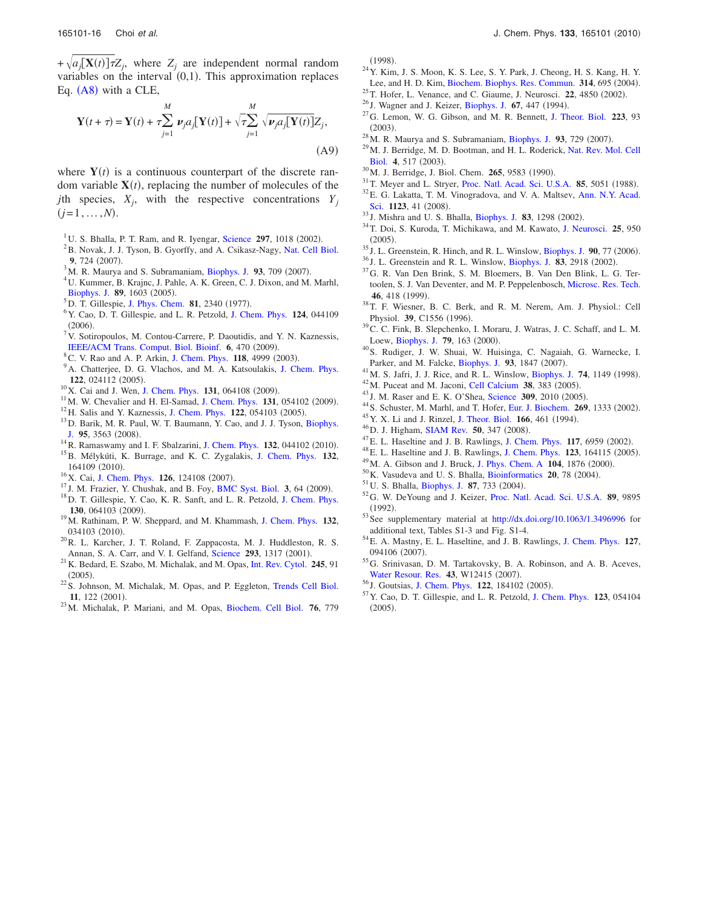$+\sqrt{a_j[\mathbf{X}(t)]\tau}Z_j$, where $Z_j$ are independent normal random variables on the interval (0,1). This approximation replaces Eq. (A8) with a CLE,

$$\mathbf{Y}(t+\tau) = \mathbf{Y}(t) + \tau\sum_{j=1}^{M} \boldsymbol{\nu}_j a_j[\mathbf{Y}(t)] + \sqrt{\tau}\sum_{j=1}^{M} \sqrt{\boldsymbol{\nu}_j a_j[\mathbf{Y}(t)]}Z_j, \tag{A9}$$

where $\mathbf{Y}(t)$ is a continuous counterpart of the discrete random variable $\mathbf{X}(t)$, replacing the number of molecules of the $j$th species, $X_j$, with the respective concentrations $Y_j$ ($j=1,\ldots,N$).

[1] U. S. Bhalla, P. T. Ram, and R. Iyengar, Science **297**, 1018 (2002).
[2] B. Novak, J. J. Tyson, B. Gyorffy, and A. Csikasz-Nagy, Nat. Cell Biol. **9**, 724 (2007).
[3] M. R. Maurya and S. Subramaniam, Biophys. J. **93**, 709 (2007).
[4] U. Kummer, B. Krajnc, J. Pahle, A. K. Green, C. J. Dixon, and M. Marhl, Biophys. J. **89**, 1603 (2005).
[5] D. T. Gillespie, J. Phys. Chem. **81**, 2340 (1977).
[6] Y. Cao, D. T. Gillespie, and L. R. Petzold, J. Chem. Phys. **124**, 044109 (2006).
[7] V. Sotiropoulos, M. Contou-Carrere, P. Daoutidis, and Y. N. Kaznessis, IEEE/ACM Trans. Comput. Biol. Bioinf. **6**, 470 (2009).
[8] C. V. Rao and A. P. Arkin, J. Chem. Phys. **118**, 4999 (2003).
[9] A. Chatterjee, D. G. Vlachos, and M. A. Katsoulakis, J. Chem. Phys. **122**, 024112 (2005).
[10] X. Cai and J. Wen, J. Chem. Phys. **131**, 064108 (2009).
[11] M. W. Chevalier and H. El-Samad, J. Chem. Phys. **131**, 054102 (2009).
[12] H. Salis and Y. Kaznessis, J. Chem. Phys. **122**, 054103 (2005).
[13] D. Barik, M. R. Paul, W. T. Baumann, Y. Cao, and J. J. Tyson, Biophys. J. **95**, 3563 (2008).
[14] R. Ramaswamy and I. F. Sbalzarini, J. Chem. Phys. **132**, 044102 (2010).
[15] B. Mélykúti, K. Burrage, and K. C. Zygalakis, J. Chem. Phys. **132**, 164109 (2010).
[16] X. Cai, J. Chem. Phys. **126**, 124108 (2007).
[17] J. M. Frazier, Y. Chushak, and B. Foy, BMC Syst. Biol. **3**, 64 (2009).
[18] D. T. Gillespie, Y. Cao, K. R. Sanft, and L. R. Petzold, J. Chem. Phys. **130**, 064103 (2009).
[19] M. Rathinam, P. W. Sheppard, and M. Khammash, J. Chem. Phys. **132**, 034103 (2010).
[20] R. L. Karcher, J. T. Roland, F. Zappacosta, M. J. Huddleston, R. S. Annan, S. A. Carr, and V. I. Gelfand, Science **293**, 1317 (2001).
[21] K. Bedard, E. Szabo, M. Michalak, and M. Opas, Int. Rev. Cytol. **245**, 91 (2005).
[22] S. Johnson, M. Michalak, M. Opas, and P. Eggleton, Trends Cell Biol. **11**, 122 (2001).
[23] M. Michalak, P. Mariani, and M. Opas, Biochem. Cell Biol. **76**, 779 (1998).
[24] Y. Kim, J. S. Moon, K. S. Lee, S. Y. Park, J. Cheong, H. S. Kang, H. Y. Lee, and H. D. Kim, Biochem. Biophys. Res. Commun. **314**, 695 (2004).
[25] T. Hofer, L. Venance, and C. Giaume, J. Neurosci. **22**, 4850 (2002).
[26] J. Wagner and J. Keizer, Biophys. J. **67**, 447 (1994).
[27] G. Lemon, W. G. Gibson, and M. R. Bennett, J. Theor. Biol. **223**, 93 (2003).
[28] M. R. Maurya and S. Subramaniam, Biophys. J. **93**, 729 (2007).
[29] M. J. Berridge, M. D. Bootman, and H. L. Roderick, Nat. Rev. Mol. Cell Biol. **4**, 517 (2003).
[30] M. J. Berridge, J. Biol. Chem. **265**, 9583 (1990).
[31] T. Meyer and L. Stryer, Proc. Natl. Acad. Sci. U.S.A. **85**, 5051 (1988).
[32] E. G. Lakatta, T. M. Vinogradova, and V. A. Maltsev, Ann. N.Y. Acad. Sci. **1123**, 41 (2008).
[33] J. Mishra and U. S. Bhalla, Biophys. J. **83**, 1298 (2002).
[34] T. Doi, S. Kuroda, T. Michikawa, and M. Kawato, J. Neurosci. **25**, 950 (2005).
[35] J. L. Greenstein, R. Hinch, and R. L. Winslow, Biophys. J. **90**, 77 (2006).
[36] J. L. Greenstein and R. L. Winslow, Biophys. J. **83**, 2918 (2002).
[37] G. R. Van Den Brink, S. M. Bloemers, B. Van Den Blink, L. G. Tertoolen, S. J. Van Deventer, and M. P. Peppelenbosch, Microsc. Res. Tech. **46**, 418 (1999).
[38] T. F. Wiesner, B. C. Berk, and R. M. Nerem, Am. J. Physiol.: Cell Physiol. **39**, C1556 (1996).
[39] C. C. Fink, B. Slepchenko, I. Moraru, J. Watras, J. C. Schaff, and L. M. Loew, Biophys. J. **79**, 163 (2000).
[40] S. Rudiger, J. W. Shuai, W. Huisinga, C. Nagaiah, G. Warnecke, I. Parker, and M. Falcke, Biophys. J. **93**, 1847 (2007).
[41] M. S. Jafri, J. J. Rice, and R. L. Winslow, Biophys. J. **74**, 1149 (1998).
[42] M. Puceat and M. Jaconi, Cell Calcium **38**, 383 (2005).
[43] J. M. Raser and E. K. O'Shea, Science **309**, 2010 (2005).
[44] S. Schuster, M. Marhl, and T. Hofer, Eur. J. Biochem. **269**, 1333 (2002).
[45] Y. X. Li and J. Rinzel, J. Theor. Biol. **166**, 461 (1994).
[46] D. J. Higham, SIAM Rev. **50**, 347 (2008).
[47] E. L. Haseltine and J. B. Rawlings, J. Chem. Phys. **117**, 6959 (2002).
[48] E. L. Haseltine and J. B. Rawlings, J. Chem. Phys. **123**, 164115 (2005).
[49] M. A. Gibson and J. Bruck, J. Phys. Chem. A **104**, 1876 (2000).
[50] K. Vasudeva and U. S. Bhalla, Bioinformatics **20**, 78 (2004).
[51] U. S. Bhalla, Biophys. J. **87**, 733 (2004).
[52] G. W. DeYoung and J. Keizer, Proc. Natl. Acad. Sci. U.S.A. **89**, 9895 (1992).
[53] See supplementary material at http://dx.doi.org/10.1063/1.3496996 for additional text, Tables S1-3 and Fig. S1-4.
[54] E. A. Mastny, E. L. Haseltine, and J. B. Rawlings, J. Chem. Phys. **127**, 094106 (2007).
[55] G. Srinivasan, D. M. Tartakovsky, B. A. Robinson, and A. B. Aceves, Water Resour. Res. **43**, W12415 (2007).
[56] J. Goutsias, J. Chem. Phys. **122**, 184102 (2005).
[57] Y. Cao, D. T. Gillespie, and L. R. Petzold, J. Chem. Phys. **123**, 054104 (2005).